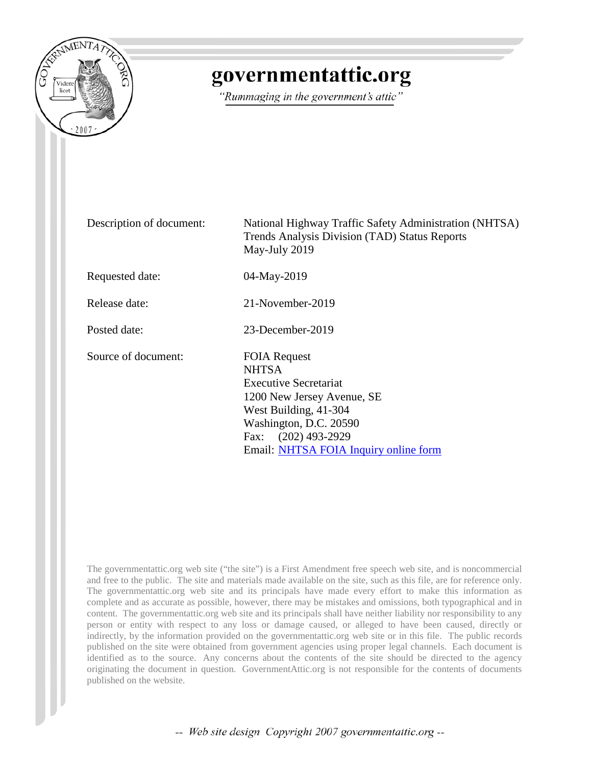# governmentattic.org

*"Rummaging in the government's attic"*

| | |
|---|---|
| Description of document: | National Highway Traffic Safety Administration (NHTSA) Trends Analysis Division (TAD) Status Reports May-July 2019 |
| Requested date: | 04-May-2019 |
| Release date: | 21-November-2019 |
| Posted date: | 23-December-2019 |
| Source of document: | FOIA Request<br>NHTSA<br>Executive Secretariat<br>1200 New Jersey Avenue, SE<br>West Building, 41-304<br>Washington, D.C. 20590<br>Fax: (202) 493-2929<br>Email: NHTSA FOIA Inquiry online form |

The governmentattic.org web site ("the site") is a First Amendment free speech web site, and is noncommercial and free to the public. The site and materials made available on the site, such as this file, are for reference only. The governmentattic.org web site and its principals have made every effort to make this information as complete and as accurate as possible, however, there may be mistakes and omissions, both typographical and in content. The governmentattic.org web site and its principals shall have neither liability nor responsibility to any person or entity with respect to any loss or damage caused, or alleged to have been caused, directly or indirectly, by the information provided on the governmentattic.org web site or in this file. The public records published on the site were obtained from government agencies using proper legal channels. Each document is identified as to the source. Any concerns about the contents of the site should be directed to the agency originating the document in question. GovernmentAttic.org is not responsible for the contents of documents published on the website.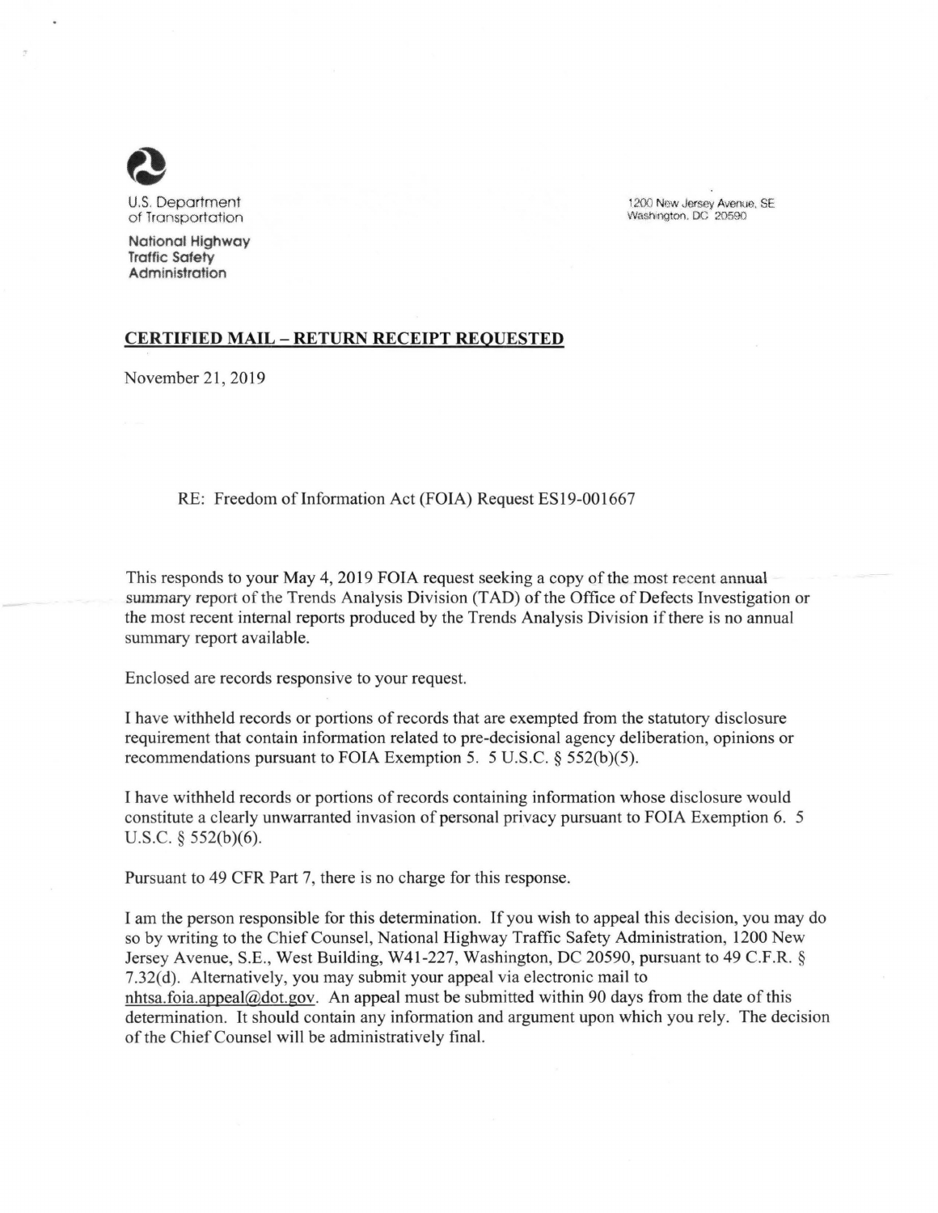U.S. Department of Transportation

National Highway Traffic Safety Administration

1200 New Jersey Avenue, SE
Washington, DC 20590

**CERTIFIED MAIL – RETURN RECEIPT REQUESTED**

November 21, 2019

RE: Freedom of Information Act (FOIA) Request ES19-001667

This responds to your May 4, 2019 FOIA request seeking a copy of the most recent annual summary report of the Trends Analysis Division (TAD) of the Office of Defects Investigation or the most recent internal reports produced by the Trends Analysis Division if there is no annual summary report available.

Enclosed are records responsive to your request.

I have withheld records or portions of records that are exempted from the statutory disclosure requirement that contain information related to pre-decisional agency deliberation, opinions or recommendations pursuant to FOIA Exemption 5. 5 U.S.C. § 552(b)(5).

I have withheld records or portions of records containing information whose disclosure would constitute a clearly unwarranted invasion of personal privacy pursuant to FOIA Exemption 6. 5 U.S.C. § 552(b)(6).

Pursuant to 49 CFR Part 7, there is no charge for this response.

I am the person responsible for this determination. If you wish to appeal this decision, you may do so by writing to the Chief Counsel, National Highway Traffic Safety Administration, 1200 New Jersey Avenue, S.E., West Building, W41-227, Washington, DC 20590, pursuant to 49 C.F.R. § 7.32(d). Alternatively, you may submit your appeal via electronic mail to nhtsa.foia.appeal@dot.gov. An appeal must be submitted within 90 days from the date of this determination. It should contain any information and argument upon which you rely. The decision of the Chief Counsel will be administratively final.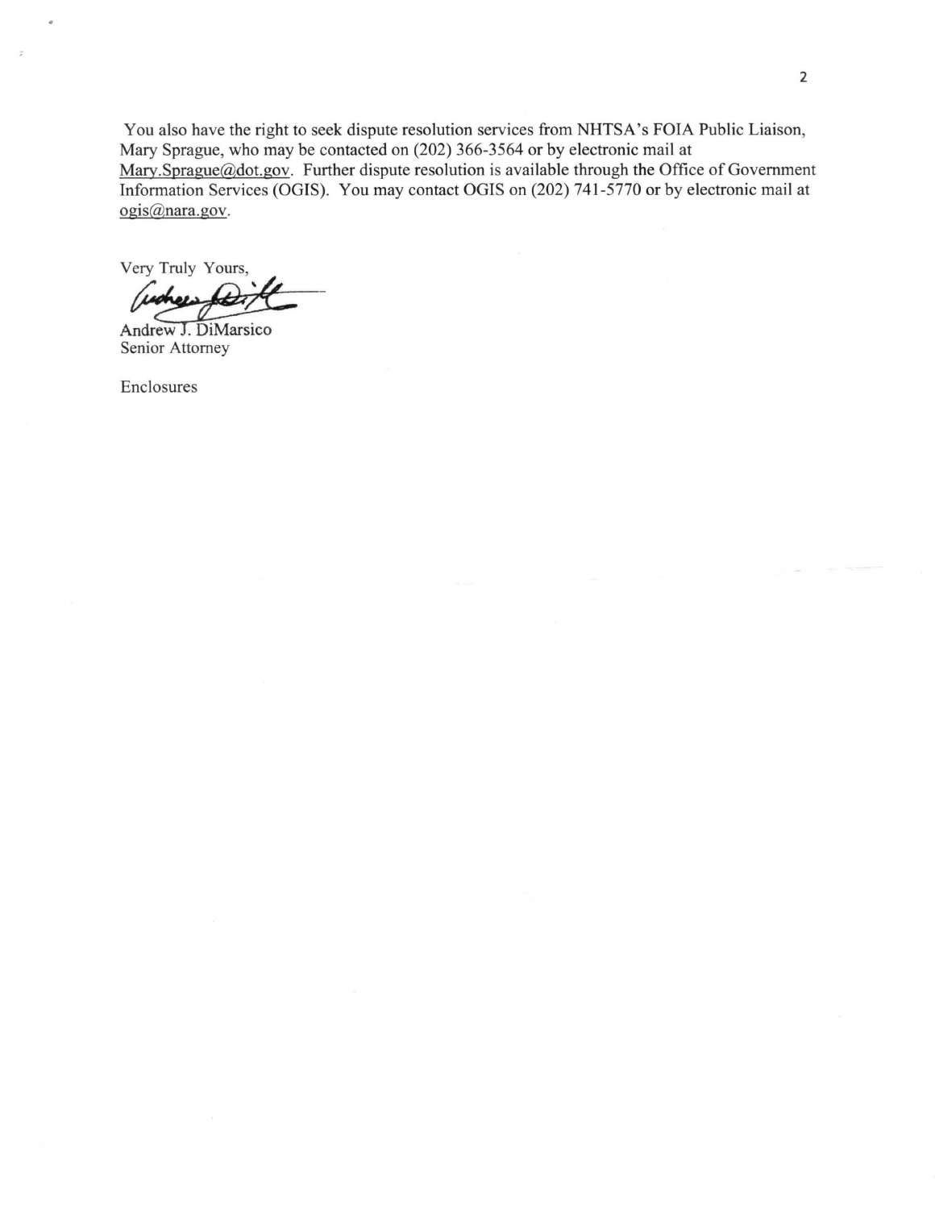You also have the right to seek dispute resolution services from NHTSA's FOIA Public Liaison, Mary Sprague, who may be contacted on (202) 366-3564 or by electronic mail at Mary.Sprague@dot.gov. Further dispute resolution is available through the Office of Government Information Services (OGIS). You may contact OGIS on (202) 741-5770 or by electronic mail at ogis@nara.gov.

Very Truly Yours,

Andrew J. DiMarsico
Senior Attorney

Enclosures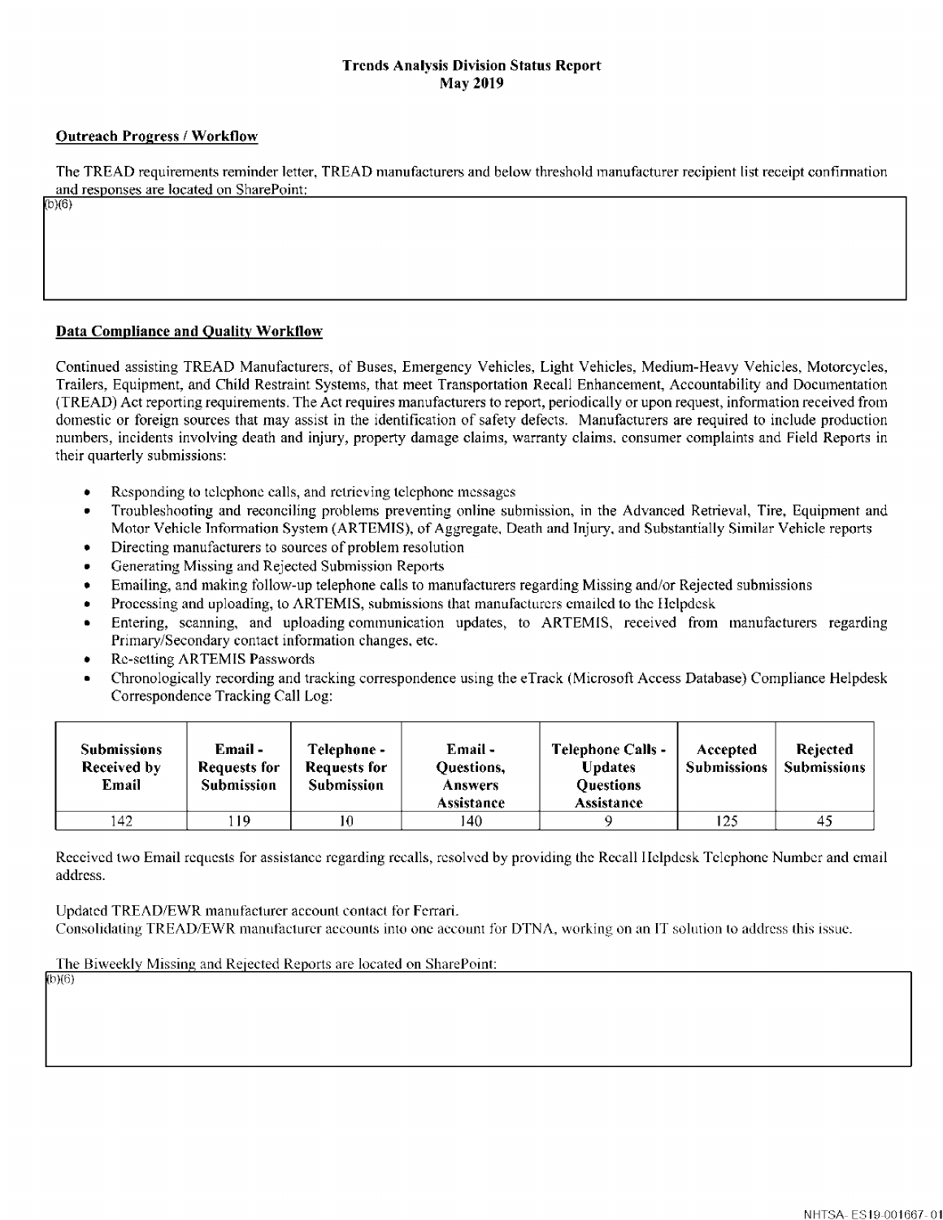# Trends Analysis Division Status Report
## May 2019

**Outreach Progress / Workflow**

The TREAD requirements reminder letter, TREAD manufacturers and below threshold manufacturer recipient list receipt confirmation and responses are located on SharePoint:

(b)(6)

**Data Compliance and Quality Workflow**

Continued assisting TREAD Manufacturers, of Buses, Emergency Vehicles, Light Vehicles, Medium-Heavy Vehicles, Motorcycles, Trailers, Equipment, and Child Restraint Systems, that meet Transportation Recall Enhancement, Accountability and Documentation (TREAD) Act reporting requirements. The Act requires manufacturers to report, periodically or upon request, information received from domestic or foreign sources that may assist in the identification of safety defects. Manufacturers are required to include production numbers, incidents involving death and injury, property damage claims, warranty claims, consumer complaints and Field Reports in their quarterly submissions:

- Responding to telephone calls, and retrieving telephone messages
- Troubleshooting and reconciling problems preventing online submission, in the Advanced Retrieval, Tire, Equipment and Motor Vehicle Information System (ARTEMIS), of Aggregate, Death and Injury, and Substantially Similar Vehicle reports
- Directing manufacturers to sources of problem resolution
- Generating Missing and Rejected Submission Reports
- Emailing, and making follow-up telephone calls to manufacturers regarding Missing and/or Rejected submissions
- Processing and uploading, to ARTEMIS, submissions that manufacturers emailed to the Helpdesk
- Entering, scanning, and uploading communication updates, to ARTEMIS, received from manufacturers regarding Primary/Secondary contact information changes, etc.
- Re-setting ARTEMIS Passwords
- Chronologically recording and tracking correspondence using the eTrack (Microsoft Access Database) Compliance Helpdesk Correspondence Tracking Call Log:

| Submissions Received by Email | Email - Requests for Submission | Telephone - Requests for Submission | Email - Questions, Answers Assistance | Telephone Calls - Updates Questions Assistance | Accepted Submissions | Rejected Submissions |
|---|---|---|---|---|---|---|
| 142 | 119 | 10 | 140 | 9 | 125 | 45 |

Received two Email requests for assistance regarding recalls, resolved by providing the Recall Helpdesk Telephone Number and email address.

Updated TREAD/EWR manufacturer account contact for Ferrari.
Consolidating TREAD/EWR manufacturer accounts into one account for DTNA, working on an IT solution to address this issue.

The Biweekly Missing and Rejected Reports are located on SharePoint:

(b)(6)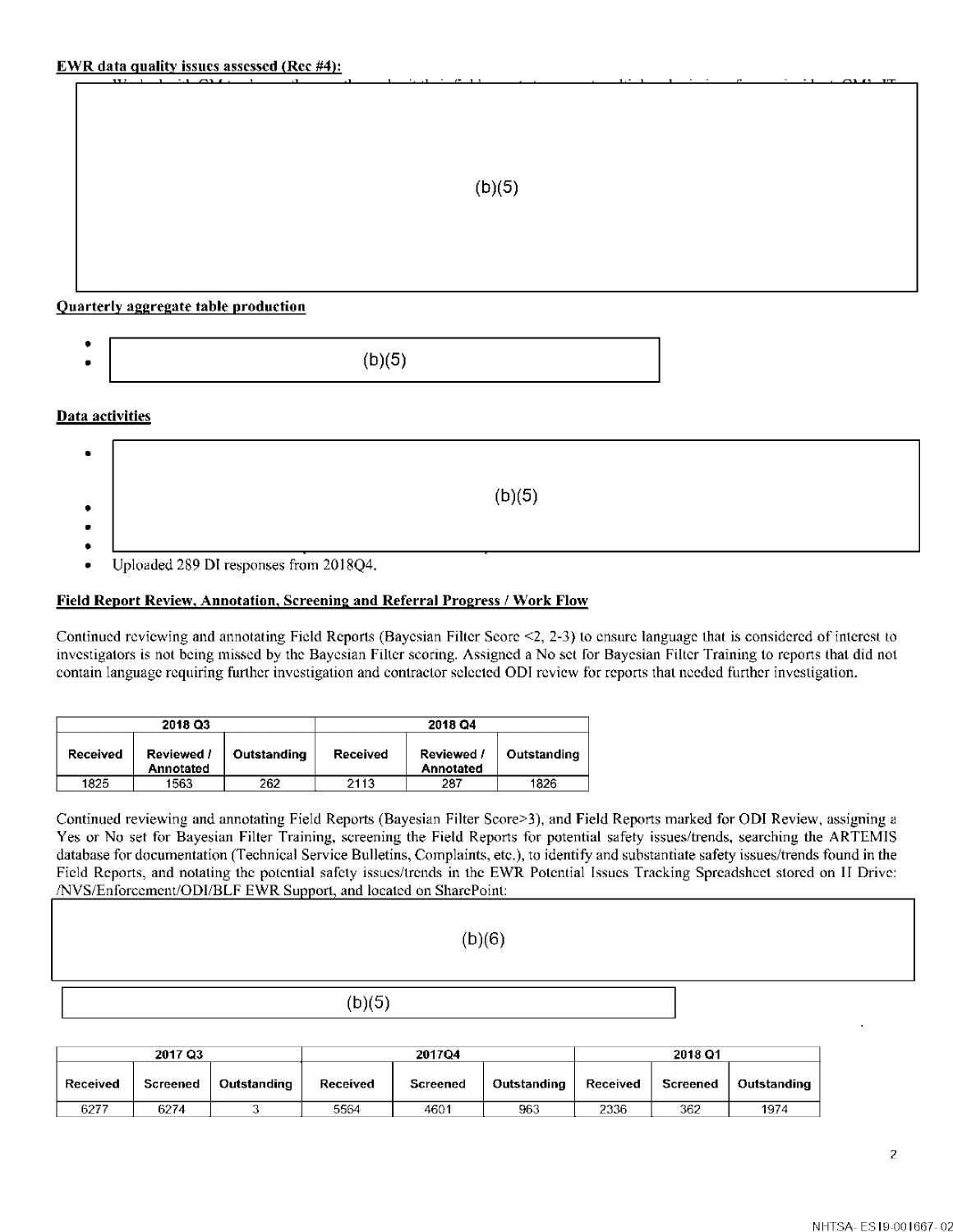**EWR data quality issues assessed (Rec #4):**

(b)(5)

**Quarterly aggregate table production**

- 
- (b)(5)

**Data activities**

- 
- (b)(5)
- 
- 
- Uploaded 289 DI responses from 2018Q4.

**Field Report Review, Annotation, Screening and Referral Progress / Work Flow**

Continued reviewing and annotating Field Reports (Bayesian Filter Score <2, 2-3) to ensure language that is considered of interest to investigators is not being missed by the Bayesian Filter scoring. Assigned a No set for Bayesian Filter Training to reports that did not contain language requiring further investigation and contractor selected ODI review for reports that needed further investigation.

| 2018 Q3 | | | 2018 Q4 | | |
|---|---|---|---|---|---|
| Received | Reviewed / Annotated | Outstanding | Received | Reviewed / Annotated | Outstanding |
| 1825 | 1563 | 262 | 2113 | 287 | 1826 |

Continued reviewing and annotating Field Reports (Bayesian Filter Score>3), and Field Reports marked for ODI Review, assigning a Yes or No set for Bayesian Filter Training, screening the Field Reports for potential safety issues/trends, searching the ARTEMIS database for documentation (Technical Service Bulletins, Complaints, etc.), to identify and substantiate safety issues/trends found in the Field Reports, and notating the potential safety issues/trends in the EWR Potential Issues Tracking Spreadsheet stored on H Drive: /NVS/Enforcement/ODI/BLF EWR Support, and located on SharePoint:

(b)(6)

(b)(5)

| 2017 Q3 | | | 2017Q4 | | | 2018 Q1 | | |
|---|---|---|---|---|---|---|---|---|
| Received | Screened | Outstanding | Received | Screened | Outstanding | Received | Screened | Outstanding |
| 6277 | 6274 | 3 | 5564 | 4601 | 963 | 2336 | 362 | 1974 |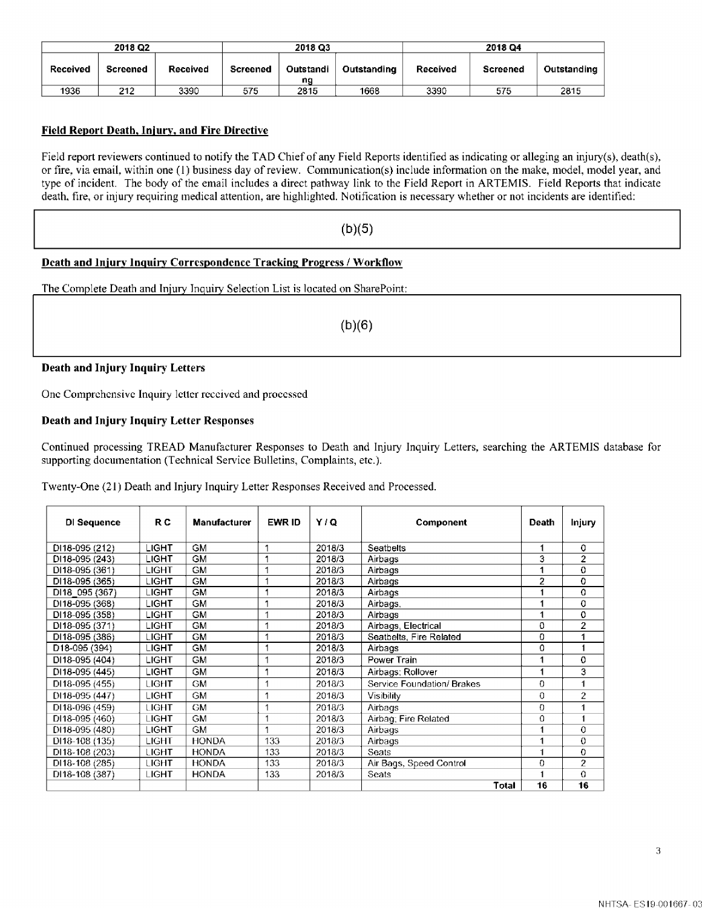| 2018 Q2 | | 2018 Q3 | | | | 2018 Q4 | | |
|---|---|---|---|---|---|---|---|---|
| Received | Screened | Received | Screened | Outstanding | Outstanding | Received | Screened | Outstanding |
| 1936 | 212 | 3390 | 575 | 2815 | 1668 | 3390 | 575 | 2815 |

**Field Report Death, Injury, and Fire Directive**

Field report reviewers continued to notify the TAD Chief of any Field Reports identified as indicating or alleging an injury(s), death(s), or fire, via email, within one (1) business day of review. Communication(s) include information on the make, model, model year, and type of incident. The body of the email includes a direct pathway link to the Field Report in ARTEMIS. Field Reports that indicate death, fire, or injury requiring medical attention, are highlighted. Notification is necessary whether or not incidents are identified:

(b)(5)

**Death and Injury Inquiry Correspondence Tracking Progress / Workflow**

The Complete Death and Injury Inquiry Selection List is located on SharePoint:

(b)(6)

**Death and Injury Inquiry Letters**

One Comprehensive Inquiry letter received and processed

**Death and Injury Inquiry Letter Responses**

Continued processing TREAD Manufacturer Responses to Death and Injury Inquiry Letters, searching the ARTEMIS database for supporting documentation (Technical Service Bulletins, Complaints, etc.).

Twenty-One (21) Death and Injury Inquiry Letter Responses Received and Processed.

| DI Sequence | R C | Manufacturer | EWR ID | Y / Q | Component | Death | Injury |
|---|---|---|---|---|---|---|---|
| DI18-095 (212) | LIGHT | GM | 1 | 2018/3 | Seatbelts | 1 | 0 |
| DI18-095 (243) | LIGHT | GM | 1 | 2018/3 | Airbags | 3 | 2 |
| DI18-095 (361) | LIGHT | GM | 1 | 2018/3 | Airbags | 1 | 0 |
| DI18-095 (365) | LIGHT | GM | 1 | 2018/3 | Airbags | 2 | 0 |
| DI18_095 (367) | LIGHT | GM | 1 | 2018/3 | Airbags | 1 | 0 |
| DI18-095 (368) | LIGHT | GM | 1 | 2018/3 | Airbags, | 1 | 0 |
| DI18-095 (358) | LIGHT | GM | 1 | 2018/3 | Airbags | 1 | 0 |
| DI18-095 (371) | LIGHT | GM | 1 | 2018/3 | Airbags, Electrical | 0 | 2 |
| DI18-095 (386) | LIGHT | GM | 1 | 2018/3 | Seatbelts, Fire Related | 0 | 1 |
| D18-095 (394) | LIGHT | GM | 1 | 2018/3 | Airbags | 0 | 1 |
| DI18-095 (404) | LIGHT | GM | 1 | 2018/3 | Power Train | 1 | 0 |
| DI18-095 (445) | LIGHT | GM | 1 | 2018/3 | Airbags; Rollover | 1 | 3 |
| DI18-095 (455) | LIGHT | GM | 1 | 2018/3 | Service Foundation/ Brakes | 0 | 1 |
| DI18-095 (447) | LIGHT | GM | 1 | 2018/3 | Visibility | 0 | 2 |
| DI18-096 (459) | LIGHT | GM | 1 | 2018/3 | Airbags | 0 | 1 |
| DI18-095 (460) | LIGHT | GM | 1 | 2018/3 | Airbag; Fire Related | 0 | 1 |
| DI18-095 (480) | LIGHT | GM | 1 | 2018/3 | Airbags | 1 | 0 |
| DI18-108 (135) | LIGHT | HONDA | 133 | 2018/3 | Airbags | 1 | 0 |
| DI18-108 (203) | LIGHT | HONDA | 133 | 2018/3 | Seats | 1 | 0 |
| DI18-108 (285) | LIGHT | HONDA | 133 | 2018/3 | Air Bags, Speed Control | 0 | 2 |
| DI18-108 (387) | LIGHT | HONDA | 133 | 2018/3 | Seats | 1 | 0 |
| | | | | | **Total** | **16** | **16** |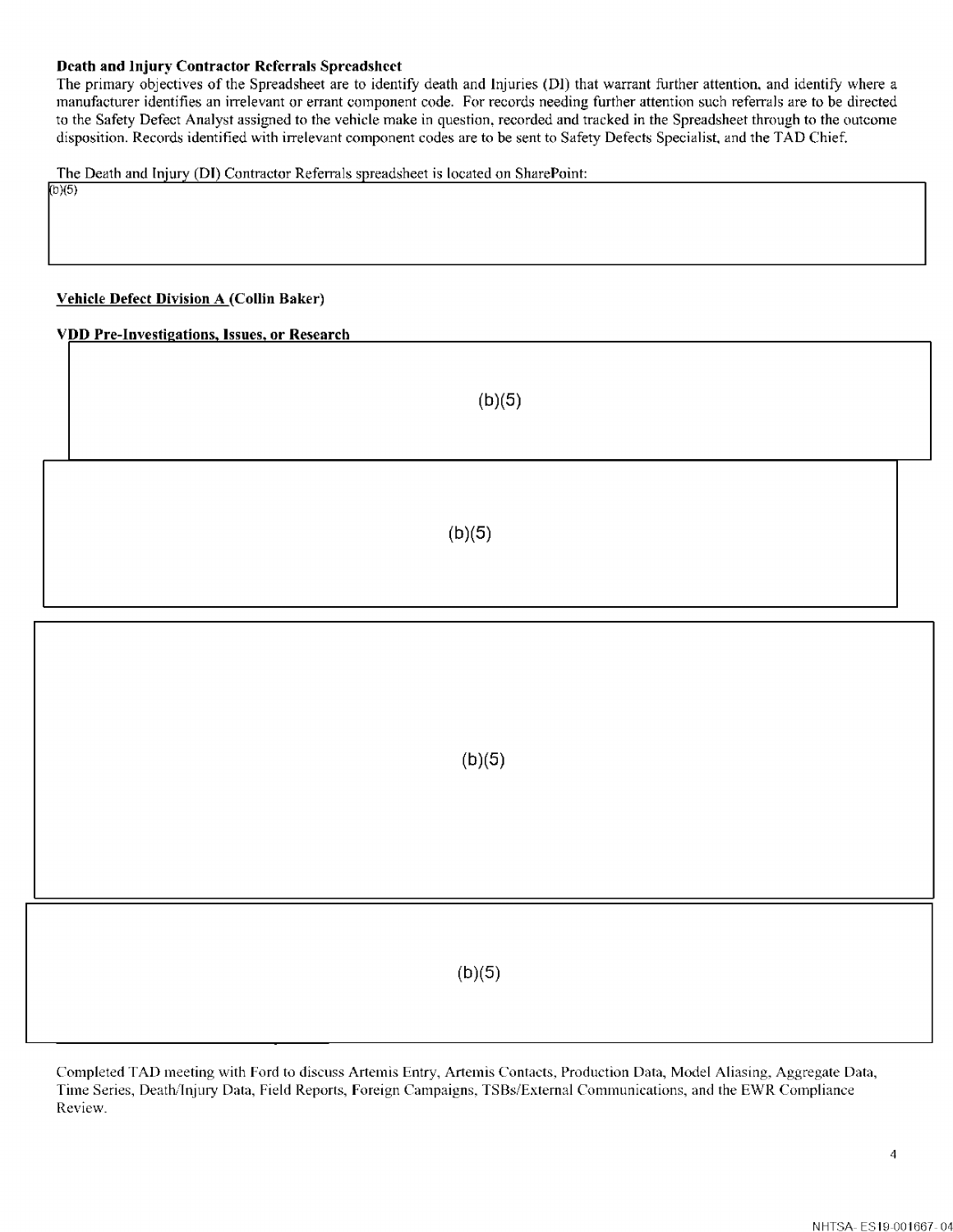**Death and Injury Contractor Referrals Spreadsheet**

The primary objectives of the Spreadsheet are to identify death and Injuries (DI) that warrant further attention, and identify where a manufacturer identifies an irrelevant or errant component code. For records needing further attention such referrals are to be directed to the Safety Defect Analyst assigned to the vehicle make in question, recorded and tracked in the Spreadsheet through to the outcome disposition. Records identified with irrelevant component codes are to be sent to Safety Defects Specialist, and the TAD Chief.

The Death and Injury (DI) Contractor Referrals spreadsheet is located on SharePoint:

(b)(5)

**Vehicle Defect Division A (Collin Baker)**

**VDD Pre-Investigations, Issues, or Research**

(b)(5)

(b)(5)

(b)(5)

(b)(5)

Completed TAD meeting with Ford to discuss Artemis Entry, Artemis Contacts, Production Data, Model Aliasing, Aggregate Data, Time Series, Death/Injury Data, Field Reports, Foreign Campaigns, TSBs/External Communications, and the EWR Compliance Review.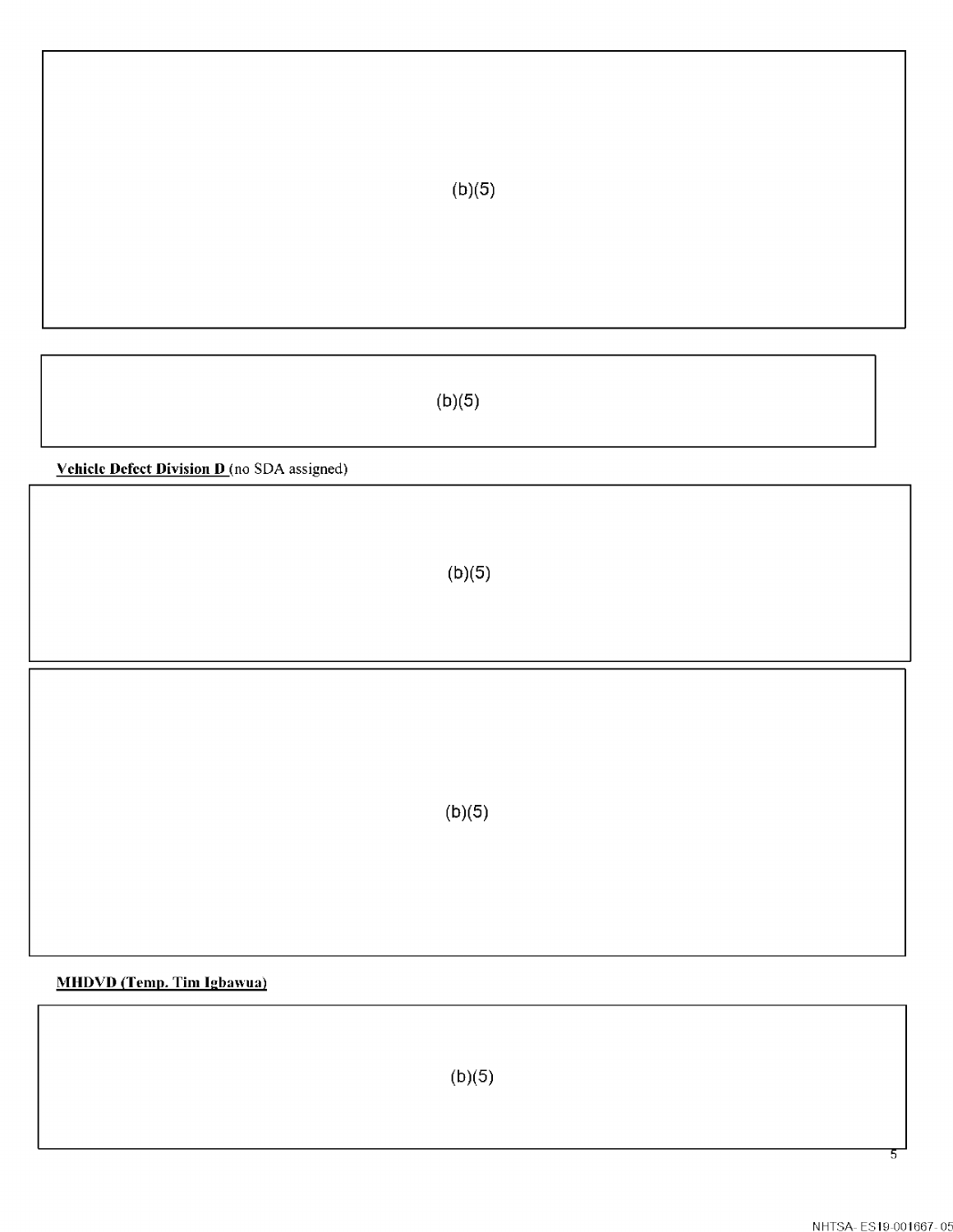(b)(5)

(b)(5)

**Vehicle Defect Division D** (no SDA assigned)

(b)(5)

(b)(5)

**MHDVD (Temp. Tim Igbawua)**

(b)(5)

NHTSA- ES19-001667- 05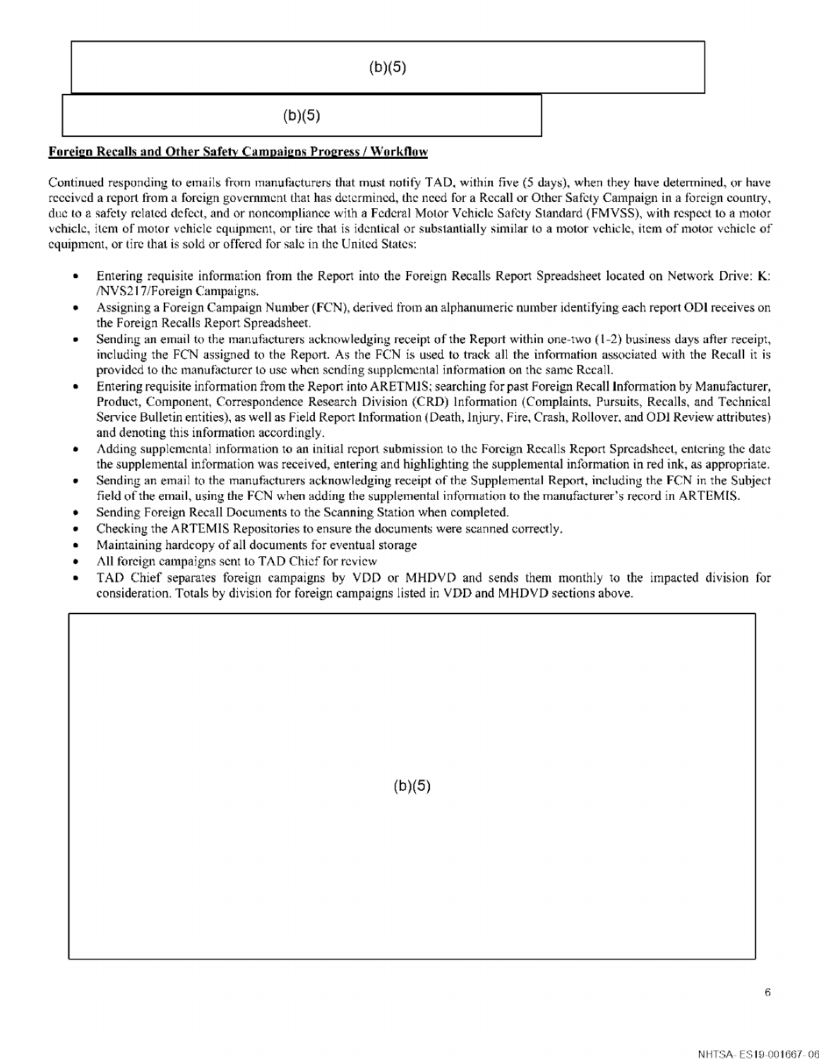(b)(5)

(b)(5)

**Foreign Recalls and Other Safety Campaigns Progress / Workflow**

Continued responding to emails from manufacturers that must notify TAD, within five (5 days), when they have determined, or have received a report from a foreign government that has determined, the need for a Recall or Other Safety Campaign in a foreign country, due to a safety related defect, and or noncompliance with a Federal Motor Vehicle Safety Standard (FMVSS), with respect to a motor vehicle, item of motor vehicle equipment, or tire that is identical or substantially similar to a motor vehicle, item of motor vehicle of equipment, or tire that is sold or offered for sale in the United States:

- Entering requisite information from the Report into the Foreign Recalls Report Spreadsheet located on Network Drive: K: /NVS217/Foreign Campaigns.
- Assigning a Foreign Campaign Number (FCN), derived from an alphanumeric number identifying each report ODI receives on the Foreign Recalls Report Spreadsheet.
- Sending an email to the manufacturers acknowledging receipt of the Report within one-two (1-2) business days after receipt, including the FCN assigned to the Report. As the FCN is used to track all the information associated with the Recall it is provided to the manufacturer to use when sending supplemental information on the same Recall.
- Entering requisite information from the Report into ARETMIS; searching for past Foreign Recall Information by Manufacturer, Product, Component, Correspondence Research Division (CRD) Information (Complaints, Pursuits, Recalls, and Technical Service Bulletin entities), as well as Field Report Information (Death, Injury, Fire, Crash, Rollover, and ODI Review attributes) and denoting this information accordingly.
- Adding supplemental information to an initial report submission to the Foreign Recalls Report Spreadsheet, entering the date the supplemental information was received, entering and highlighting the supplemental information in red ink, as appropriate.
- Sending an email to the manufacturers acknowledging receipt of the Supplemental Report, including the FCN in the Subject field of the email, using the FCN when adding the supplemental information to the manufacturer's record in ARTEMIS.
- Sending Foreign Recall Documents to the Scanning Station when completed.
- Checking the ARTEMIS Repositories to ensure the documents were scanned correctly.
- Maintaining hardcopy of all documents for eventual storage
- All foreign campaigns sent to TAD Chief for review
- TAD Chief separates foreign campaigns by VDD or MHDVD and sends them monthly to the impacted division for consideration. Totals by division for foreign campaigns listed in VDD and MHDVD sections above.

(b)(5)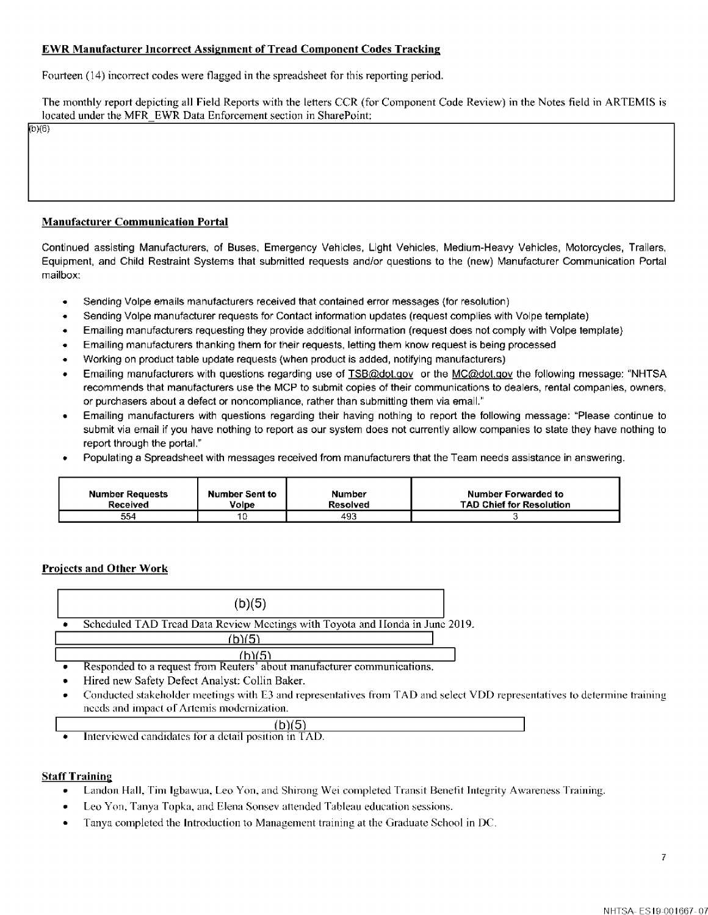## EWR Manufacturer Incorrect Assignment of Tread Component Codes Tracking

Fourteen (14) incorrect codes were flagged in the spreadsheet for this reporting period.

The monthly report depicting all Field Reports with the letters CCR (for Component Code Review) in the Notes field in ARTEMIS is located under the MFR_EWR Data Enforcement section in SharePoint:

(b)(6)

## Manufacturer Communication Portal

Continued assisting Manufacturers, of Buses, Emergency Vehicles, Light Vehicles, Medium-Heavy Vehicles, Motorcycles, Trailers, Equipment, and Child Restraint Systems that submitted requests and/or questions to the (new) Manufacturer Communication Portal mailbox:

- Sending Volpe emails manufacturers received that contained error messages (for resolution)
- Sending Volpe manufacturer requests for Contact information updates (request complies with Volpe template)
- Emailing manufacturers requesting they provide additional information (request does not comply with Volpe template)
- Emailing manufacturers thanking them for their requests, letting them know request is being processed
- Working on product table update requests (when product is added, notifying manufacturers)
- Emailing manufacturers with questions regarding use of TSB@dot.gov or the MC@dot.gov the following message: "NHTSA recommends that manufacturers use the MCP to submit copies of their communications to dealers, rental companies, owners, or purchasers about a defect or noncompliance, rather than submitting them via email."
- Emailing manufacturers with questions regarding their having nothing to report the following message: "Please continue to submit via email if you have nothing to report as our system does not currently allow companies to state they have nothing to report through the portal."
- Populating a Spreadsheet with messages received from manufacturers that the Team needs assistance in answering.

| Number Requests Received | Number Sent to Volpe | Number Resolved | Number Forwarded to TAD Chief for Resolution |
|---|---|---|---|
| 554 | 10 | 493 | 3 |

## Projects and Other Work

- (b)(5)
- Scheduled TAD Tread Data Review Meetings with Toyota and Honda in June 2019.
- (b)(5)
- (b)(5)
- Responded to a request from Reuters' about manufacturer communications.
- Hired new Safety Defect Analyst: Collin Baker.
- Conducted stakeholder meetings with E3 and representatives from TAD and select VDD representatives to determine training needs and impact of Artemis modernization.
- (b)(5)
- Interviewed candidates for a detail position in TAD.

## Staff Training

- Landon Hall, Tim Igbawua, Leo Yon, and Shirong Wei completed Transit Benefit Integrity Awareness Training.
- Leo Yon, Tanya Topka, and Elena Sonsev attended Tableau education sessions.
- Tanya completed the Introduction to Management training at the Graduate School in DC.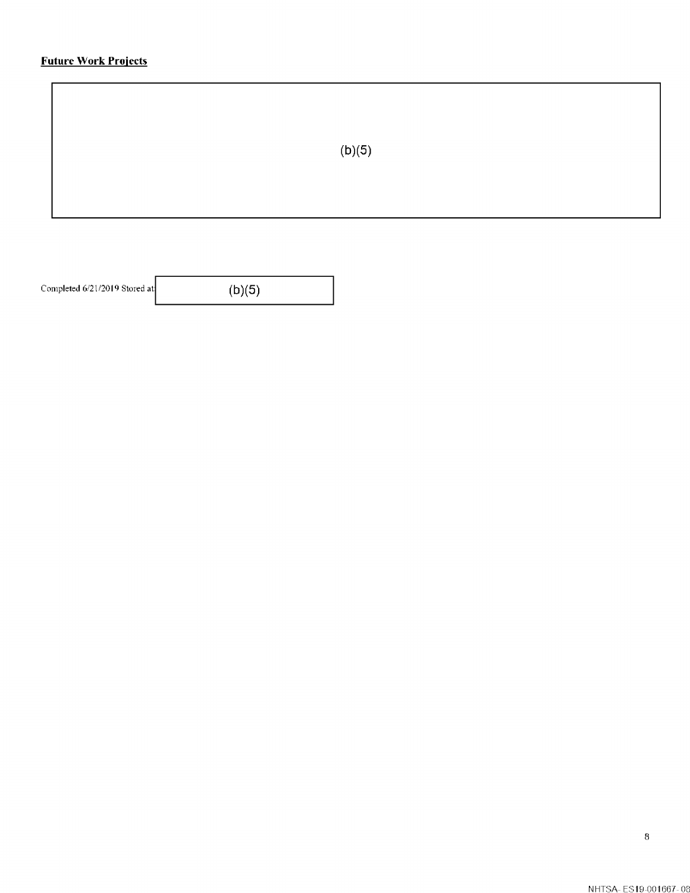**Future Work Projects**

(b)(5)

Completed 6/21/2019 Stored at: (b)(5)

NHTSA- ES19-001667- 08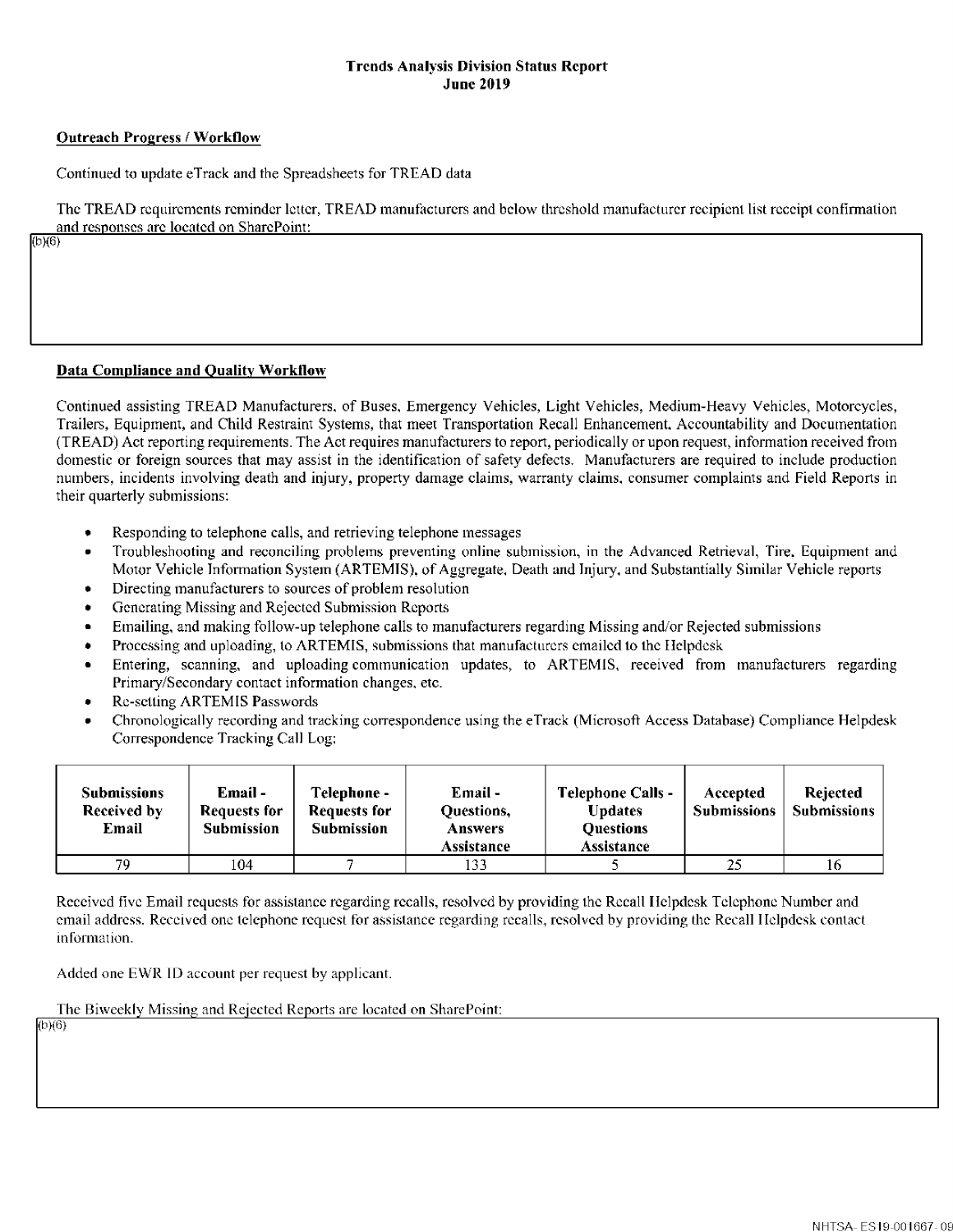# Trends Analysis Division Status Report
## June 2019

**Outreach Progress / Workflow**

Continued to update eTrack and the Spreadsheets for TREAD data

The TREAD requirements reminder letter, TREAD manufacturers and below threshold manufacturer recipient list receipt confirmation and responses are located on SharePoint:

(b)(6)

**Data Compliance and Quality Workflow**

Continued assisting TREAD Manufacturers, of Buses, Emergency Vehicles, Light Vehicles, Medium-Heavy Vehicles, Motorcycles, Trailers, Equipment, and Child Restraint Systems, that meet Transportation Recall Enhancement, Accountability and Documentation (TREAD) Act reporting requirements. The Act requires manufacturers to report, periodically or upon request, information received from domestic or foreign sources that may assist in the identification of safety defects. Manufacturers are required to include production numbers, incidents involving death and injury, property damage claims, warranty claims, consumer complaints and Field Reports in their quarterly submissions:

- Responding to telephone calls, and retrieving telephone messages
- Troubleshooting and reconciling problems preventing online submission, in the Advanced Retrieval, Tire, Equipment and Motor Vehicle Information System (ARTEMIS), of Aggregate, Death and Injury, and Substantially Similar Vehicle reports
- Directing manufacturers to sources of problem resolution
- Generating Missing and Rejected Submission Reports
- Emailing, and making follow-up telephone calls to manufacturers regarding Missing and/or Rejected submissions
- Processing and uploading, to ARTEMIS, submissions that manufacturers emailed to the Helpdesk
- Entering, scanning, and uploading communication updates, to ARTEMIS, received from manufacturers regarding Primary/Secondary contact information changes, etc.
- Re-setting ARTEMIS Passwords
- Chronologically recording and tracking correspondence using the eTrack (Microsoft Access Database) Compliance Helpdesk Correspondence Tracking Call Log:

| Submissions Received by Email | Email - Requests for Submission | Telephone - Requests for Submission | Email - Questions, Answers Assistance | Telephone Calls - Updates Questions Assistance | Accepted Submissions | Rejected Submissions |
|---|---|---|---|---|---|---|
| 79 | 104 | 7 | 133 | 5 | 25 | 16 |

Received five Email requests for assistance regarding recalls, resolved by providing the Recall Helpdesk Telephone Number and email address. Received one telephone request for assistance regarding recalls, resolved by providing the Recall Helpdesk contact information.

Added one EWR ID account per request by applicant.

The Biweekly Missing and Rejected Reports are located on SharePoint:

(b)(6)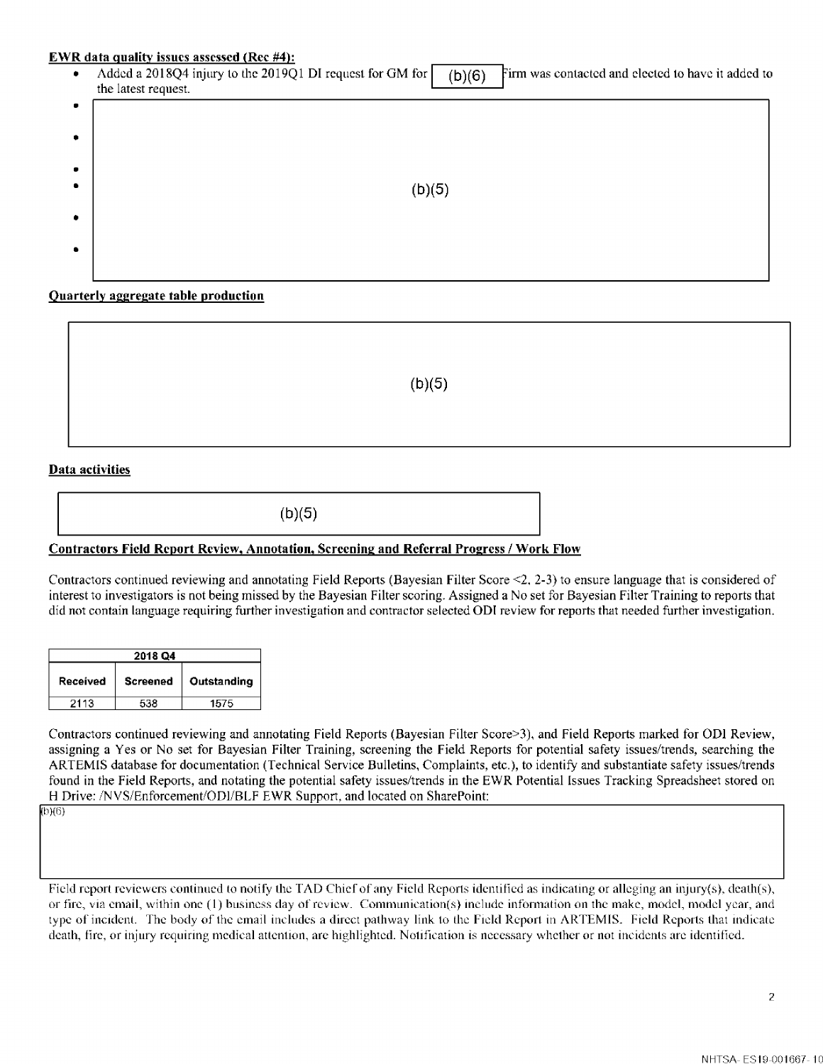**EWR data quality issues assessed (Rec #4):**

- Added a 2018Q4 injury to the 2019Q1 DI request for GM for (b)(6) Firm was contacted and elected to have it added to the latest request.
-
-
-
- (b)(5)
-
-

**Quarterly aggregate table production**

(b)(5)

**Data activities**

(b)(5)

**Contractors Field Report Review, Annotation, Screening and Referral Progress / Work Flow**

Contractors continued reviewing and annotating Field Reports (Bayesian Filter Score <2, 2-3) to ensure language that is considered of interest to investigators is not being missed by the Bayesian Filter scoring. Assigned a No set for Bayesian Filter Training to reports that did not contain language requiring further investigation and contractor selected ODI review for reports that needed further investigation.

| 2018 Q4 | | |
|---|---|---|
| Received | Screened | Outstanding |
| 2113 | 538 | 1575 |

Contractors continued reviewing and annotating Field Reports (Bayesian Filter Score>3), and Field Reports marked for ODI Review, assigning a Yes or No set for Bayesian Filter Training, screening the Field Reports for potential safety issues/trends, searching the ARTEMIS database for documentation (Technical Service Bulletins, Complaints, etc.), to identify and substantiate safety issues/trends found in the Field Reports, and notating the potential safety issues/trends in the EWR Potential Issues Tracking Spreadsheet stored on H Drive: /NVS/Enforcement/ODI/BLF EWR Support, and located on SharePoint:

(b)(6)

Field report reviewers continued to notify the TAD Chief of any Field Reports identified as indicating or alleging an injury(s), death(s), or fire, via email, within one (1) business day of review. Communication(s) include information on the make, model, model year, and type of incident. The body of the email includes a direct pathway link to the Field Report in ARTEMIS. Field Reports that indicate death, fire, or injury requiring medical attention, are highlighted. Notification is necessary whether or not incidents are identified.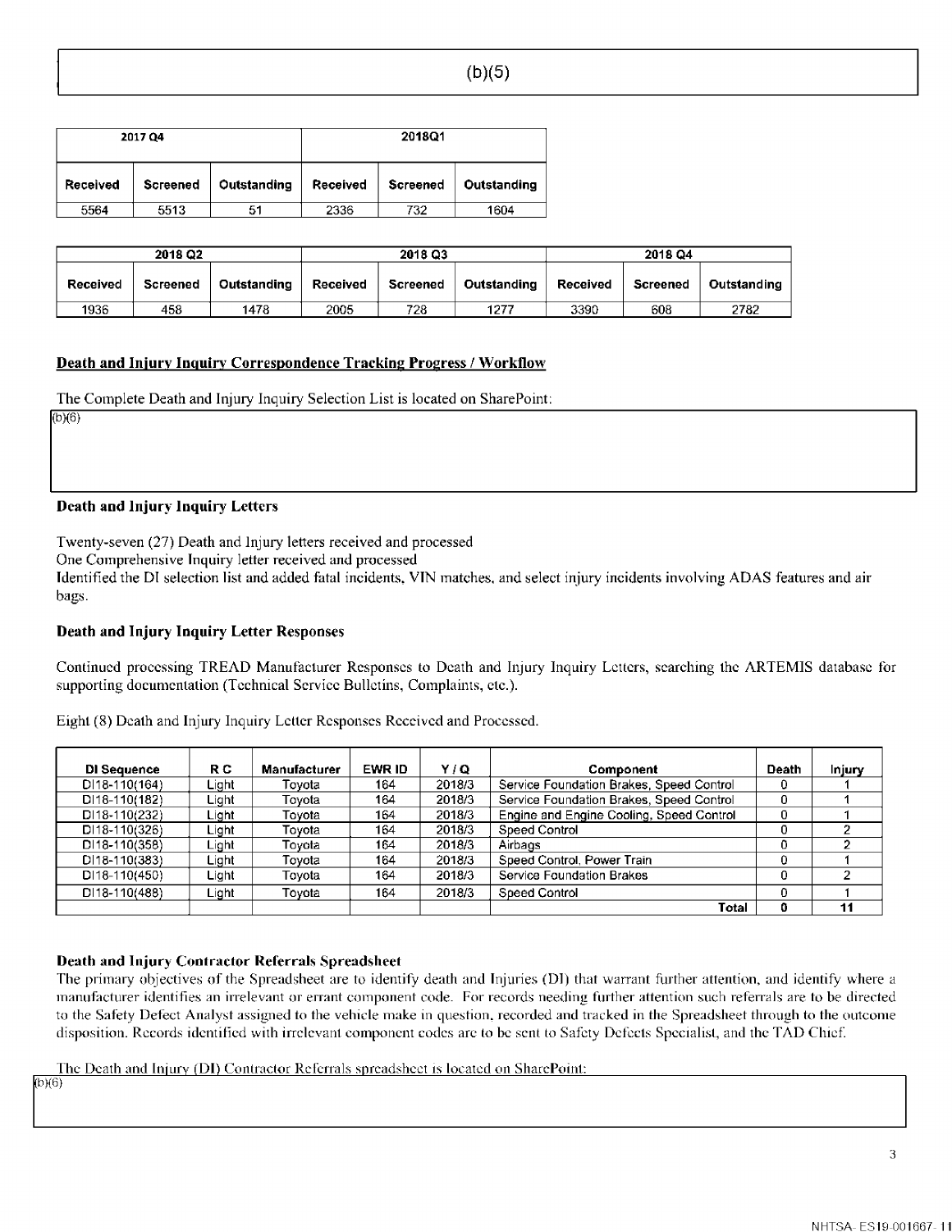(b)(5)

| 2017 Q4 | | | 2018Q1 | | |
|---|---|---|---|---|---|
| Received | Screened | Outstanding | Received | Screened | Outstanding |
| 5564 | 5513 | 51 | 2336 | 732 | 1604 |

| 2018 Q2 | | | 2018 Q3 | | | 2018 Q4 | | |
|---|---|---|---|---|---|---|---|---|
| Received | Screened | Outstanding | Received | Screened | Outstanding | Received | Screened | Outstanding |
| 1936 | 458 | 1478 | 2005 | 728 | 1277 | 3390 | 608 | 2782 |

**Death and Injury Inquiry Correspondence Tracking Progress / Workflow**

The Complete Death and Injury Inquiry Selection List is located on SharePoint:

(b)(6)

### Death and Injury Inquiry Letters

Twenty-seven (27) Death and Injury letters received and processed

One Comprehensive Inquiry letter received and processed

Identified the DI selection list and added fatal incidents, VIN matches, and select injury incidents involving ADAS features and air bags.

### Death and Injury Inquiry Letter Responses

Continued processing TREAD Manufacturer Responses to Death and Injury Inquiry Letters, searching the ARTEMIS database for supporting documentation (Technical Service Bulletins, Complaints, etc.).

Eight (8) Death and Injury Inquiry Letter Responses Received and Processed.

| DI Sequence | R C | Manufacturer | EWR ID | Y / Q | Component | Death | Injury |
|---|---|---|---|---|---|---|---|
| DI18-110(164) | Light | Toyota | 164 | 2018/3 | Service Foundation Brakes, Speed Control | 0 | 1 |
| DI18-110(182) | Light | Toyota | 164 | 2018/3 | Service Foundation Brakes, Speed Control | 0 | 1 |
| DI18-110(232) | Light | Toyota | 164 | 2018/3 | Engine and Engine Cooling, Speed Control | 0 | 1 |
| DI18-110(326) | Light | Toyota | 164 | 2018/3 | Speed Control | 0 | 2 |
| DI18-110(358) | Light | Toyota | 164 | 2018/3 | Airbags | 0 | 2 |
| DI18-110(383) | Light | Toyota | 164 | 2018/3 | Speed Control, Power Train | 0 | 1 |
| DI18-110(450) | Light | Toyota | 164 | 2018/3 | Service Foundation Brakes | 0 | 2 |
| DI18-110(488) | Light | Toyota | 164 | 2018/3 | Speed Control | 0 | 1 |
| | | | | | **Total** | **0** | **11** |

### Death and Injury Contractor Referrals Spreadsheet

The primary objectives of the Spreadsheet are to identify death and Injuries (DI) that warrant further attention, and identify where a manufacturer identifies an irrelevant or errant component code. For records needing further attention such referrals are to be directed to the Safety Defect Analyst assigned to the vehicle make in question, recorded and tracked in the Spreadsheet through to the outcome disposition. Records identified with irrelevant component codes are to be sent to Safety Defects Specialist, and the TAD Chief.

The Death and Injury (DI) Contractor Referrals spreadsheet is located on SharePoint:

(b)(6)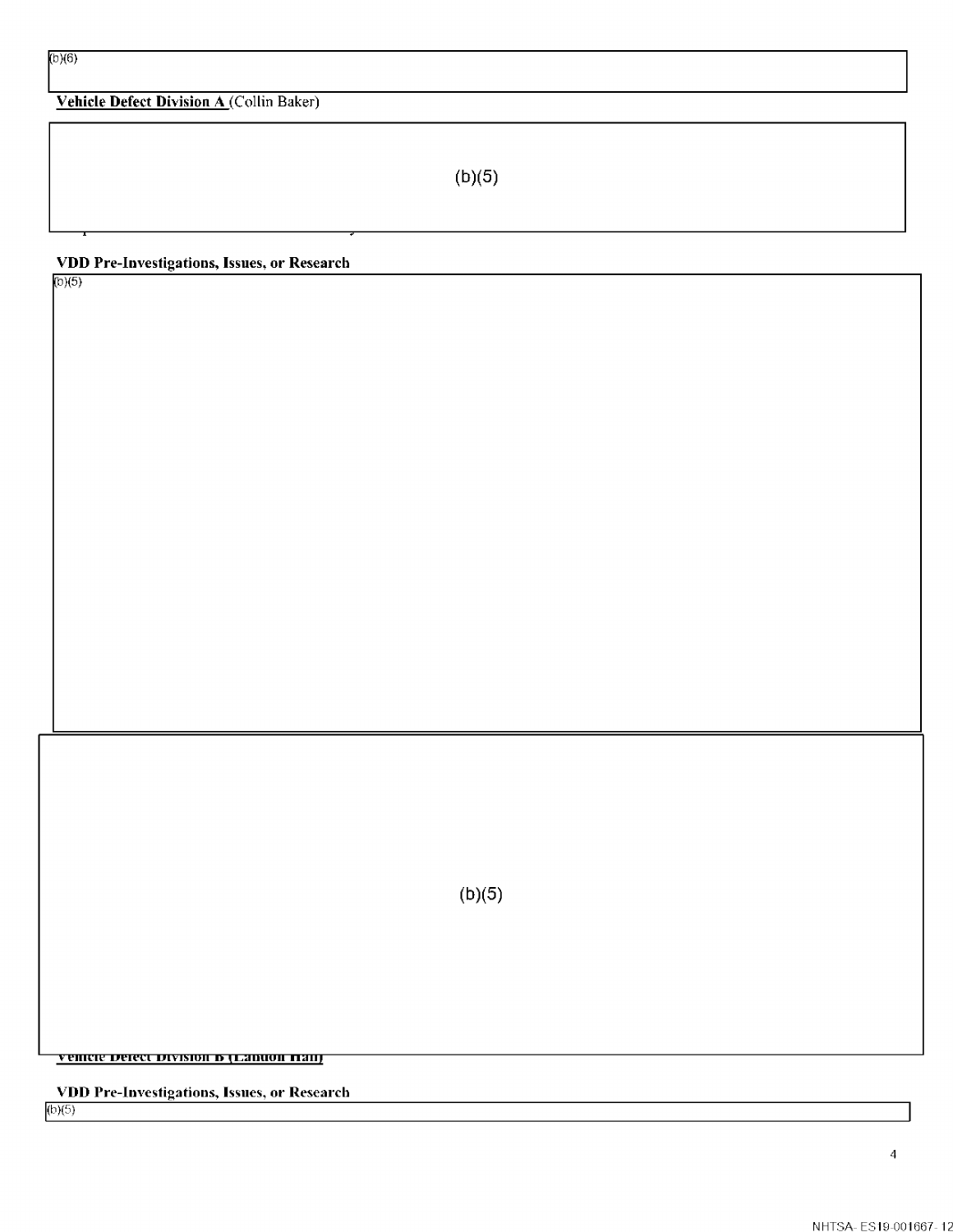(b)(6)

**Vehicle Defect Division A** (Collin Baker)

(b)(5)

**VDD Pre-Investigations, Issues, or Research**

(b)(5)

(b)(5)

**Vehicle Defect Division B (Landon Hall)**

**VDD Pre-Investigations, Issues, or Research**

(b)(5)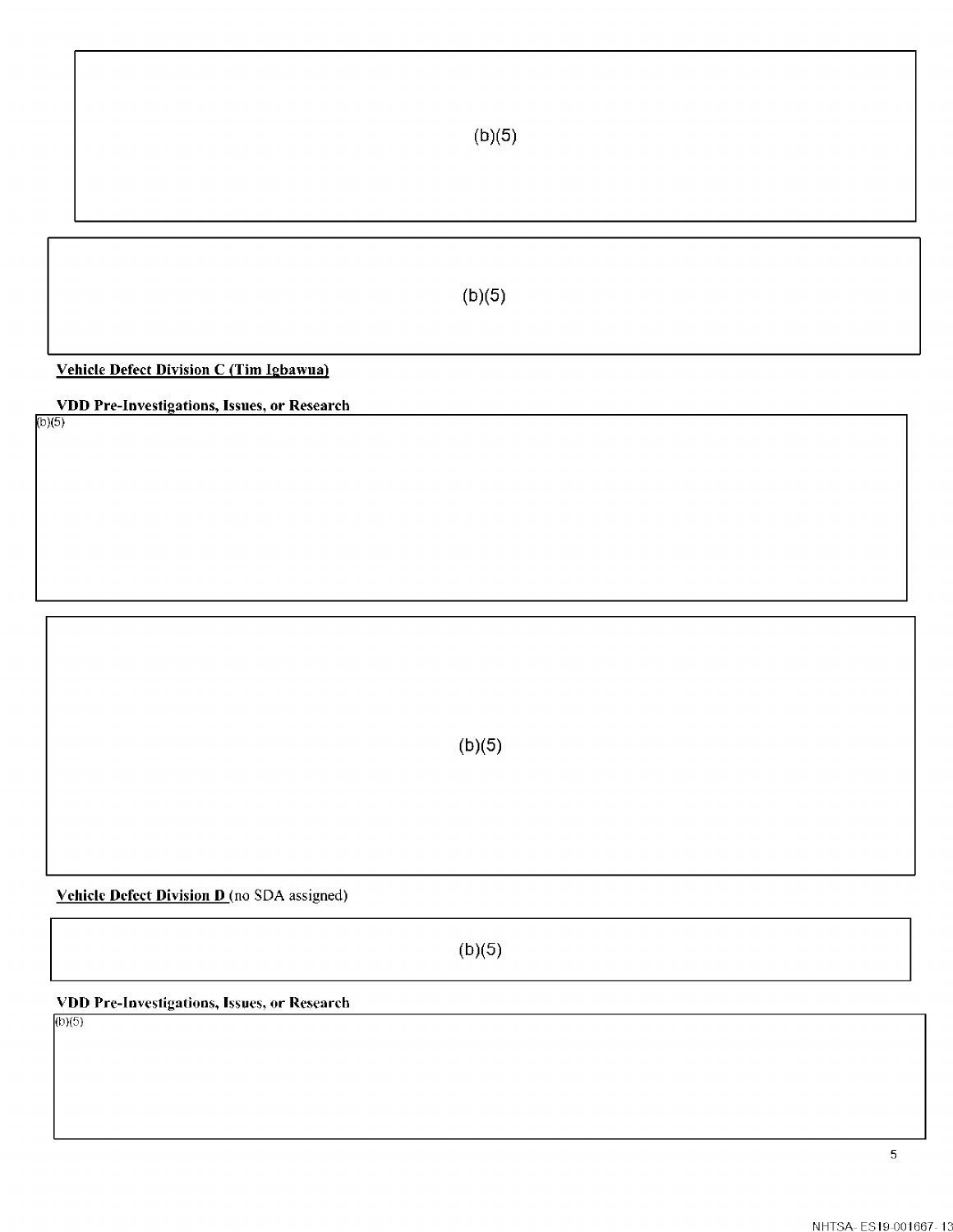(b)(5)

(b)(5)

**Vehicle Defect Division C (Tim Igbawua)**

**VDD Pre-Investigations, Issues, or Research**

(b)(5)

(b)(5)

**Vehicle Defect Division D** (no SDA assigned)

(b)(5)

**VDD Pre-Investigations, Issues, or Research**

(b)(5)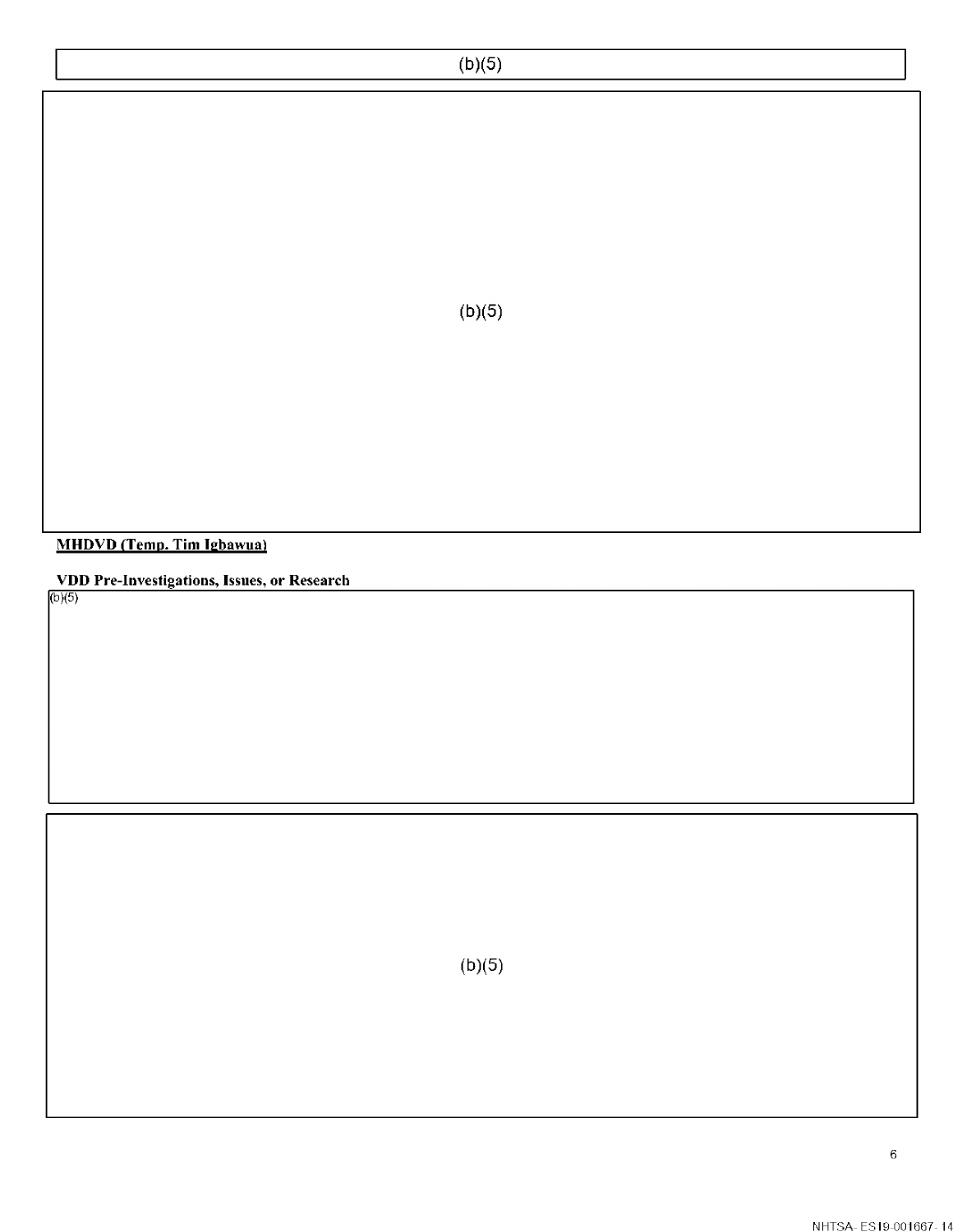(b)(5)

(b)(5)

**MHDVD (Temp. Tim Igbawua)**

**VDD Pre-Investigations, Issues, or Research**

(b)(5)

(b)(5)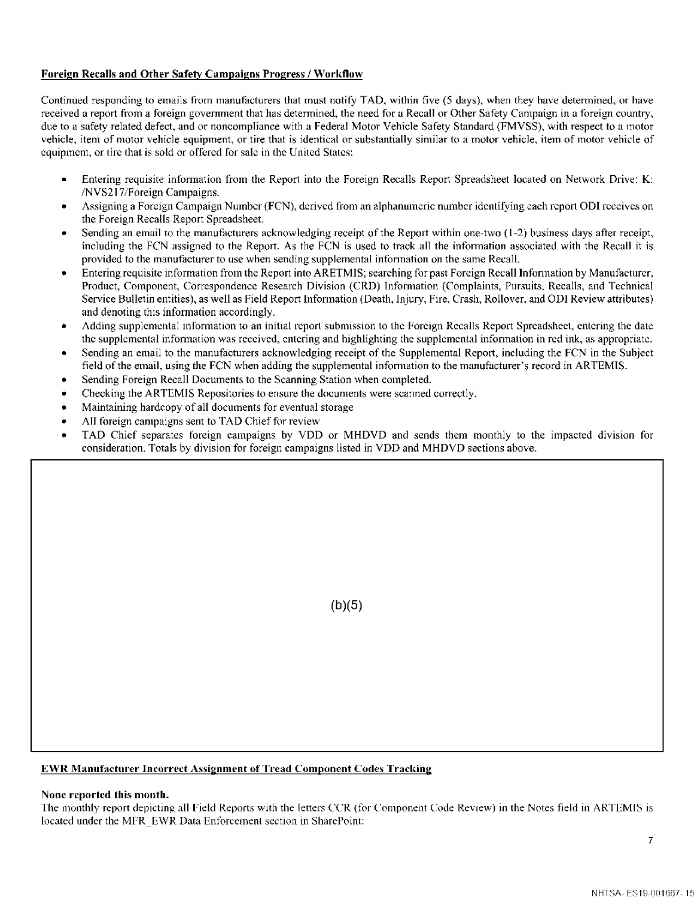**Foreign Recalls and Other Safety Campaigns Progress / Workflow**

Continued responding to emails from manufacturers that must notify TAD, within five (5 days), when they have determined, or have received a report from a foreign government that has determined, the need for a Recall or Other Safety Campaign in a foreign country, due to a safety related defect, and or noncompliance with a Federal Motor Vehicle Safety Standard (FMVSS), with respect to a motor vehicle, item of motor vehicle equipment, or tire that is identical or substantially similar to a motor vehicle, item of motor vehicle of equipment, or tire that is sold or offered for sale in the United States:

- Entering requisite information from the Report into the Foreign Recalls Report Spreadsheet located on Network Drive: K: /NVS217/Foreign Campaigns.
- Assigning a Foreign Campaign Number (FCN), derived from an alphanumeric number identifying each report ODI receives on the Foreign Recalls Report Spreadsheet.
- Sending an email to the manufacturers acknowledging receipt of the Report within one-two (1-2) business days after receipt, including the FCN assigned to the Report. As the FCN is used to track all the information associated with the Recall it is provided to the manufacturer to use when sending supplemental information on the same Recall.
- Entering requisite information from the Report into ARETMIS; searching for past Foreign Recall Information by Manufacturer, Product, Component, Correspondence Research Division (CRD) Information (Complaints, Pursuits, Recalls, and Technical Service Bulletin entities), as well as Field Report Information (Death, Injury, Fire, Crash, Rollover, and ODI Review attributes) and denoting this information accordingly.
- Adding supplemental information to an initial report submission to the Foreign Recalls Report Spreadsheet, entering the date the supplemental information was received, entering and highlighting the supplemental information in red ink, as appropriate.
- Sending an email to the manufacturers acknowledging receipt of the Supplemental Report, including the FCN in the Subject field of the email, using the FCN when adding the supplemental information to the manufacturer's record in ARTEMIS.
- Sending Foreign Recall Documents to the Scanning Station when completed.
- Checking the ARTEMIS Repositories to ensure the documents were scanned correctly.
- Maintaining hardcopy of all documents for eventual storage
- All foreign campaigns sent to TAD Chief for review
- TAD Chief separates foreign campaigns by VDD or MHDVD and sends them monthly to the impacted division for consideration. Totals by division for foreign campaigns listed in VDD and MHDVD sections above.

(b)(5)

**EWR Manufacturer Incorrect Assignment of Tread Component Codes Tracking**

**None reported this month.**

The monthly report depicting all Field Reports with the letters CCR (for Component Code Review) in the Notes field in ARTEMIS is located under the MFR_EWR Data Enforcement section in SharePoint: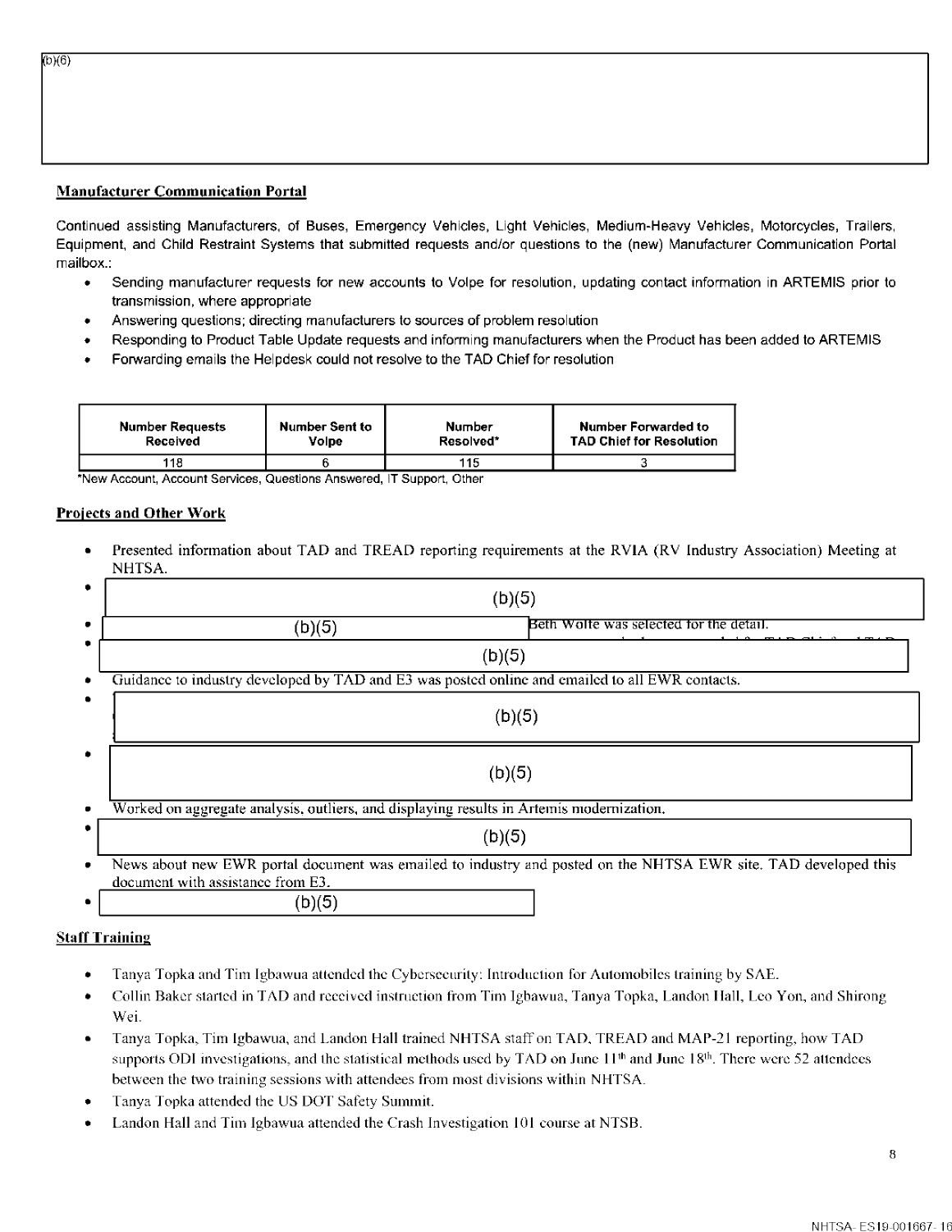(b)(6)

**Manufacturer Communication Portal**

Continued assisting Manufacturers, of Buses, Emergency Vehicles, Light Vehicles, Medium-Heavy Vehicles, Motorcycles, Trailers, Equipment, and Child Restraint Systems that submitted requests and/or questions to the (new) Manufacturer Communication Portal mailbox.:

- Sending manufacturer requests for new accounts to Volpe for resolution, updating contact information in ARTEMIS prior to transmission, where appropriate
- Answering questions; directing manufacturers to sources of problem resolution
- Responding to Product Table Update requests and informing manufacturers when the Product has been added to ARTEMIS
- Forwarding emails the Helpdesk could not resolve to the TAD Chief for resolution

| Number Requests Received | Number Sent to Volpe | Number Resolved* | Number Forwarded to TAD Chief for Resolution |
|---|---|---|---|
| 118 | 6 | 115 | 3 |

*New Account, Account Services, Questions Answered, IT Support, Other

**Projects and Other Work**

- Presented information about TAD and TREAD reporting requirements at the RVIA (RV Industry Association) Meeting at NHTSA.
- (b)(5)
- (b)(5) Beth Wolfe was selected for the detail.
- (b)(5)
- Guidance to industry developed by TAD and E3 was posted online and emailed to all EWR contacts.
- (b)(5)
- (b)(5)
- Worked on aggregate analysis, outliers, and displaying results in Artemis modernization.
- (b)(5)
- News about new EWR portal document was emailed to industry and posted on the NHTSA EWR site. TAD developed this document with assistance from E3.
- (b)(5)

**Staff Training**

- Tanya Topka and Tim Igbawua attended the Cybersecurity: Introduction for Automobiles training by SAE.
- Collin Baker started in TAD and received instruction from Tim Igbawua, Tanya Topka, Landon Hall, Leo Yon, and Shirong Wei.
- Tanya Topka, Tim Igbawua, and Landon Hall trained NHTSA staff on TAD, TREAD and MAP-21 reporting, how TAD supports ODI investigations, and the statistical methods used by TAD on June 11th and June 18th. There were 52 attendees between the two training sessions with attendees from most divisions within NHTSA.
- Tanya Topka attended the US DOT Safety Summit.
- Landon Hall and Tim Igbawua attended the Crash Investigation 101 course at NTSB.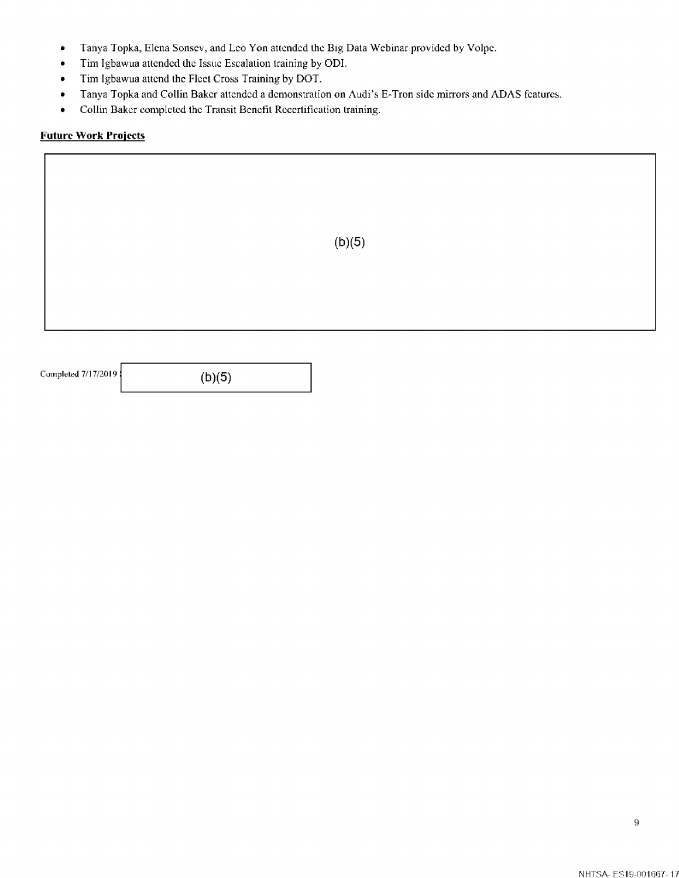- Tanya Topka, Elena Sonsev, and Leo Yon attended the Big Data Webinar provided by Volpe.
- Tim Igbawua attended the Issue Escalation training by ODI.
- Tim Igbawua attend the Fleet Cross Training by DOT.
- Tanya Topka and Collin Baker attended a demonstration on Audi's E-Tron side mirrors and ADAS features.
- Collin Baker completed the Transit Benefit Recertification training.

**Future Work Projects**

(b)(5)

Completed 7/17/2019 (b)(5)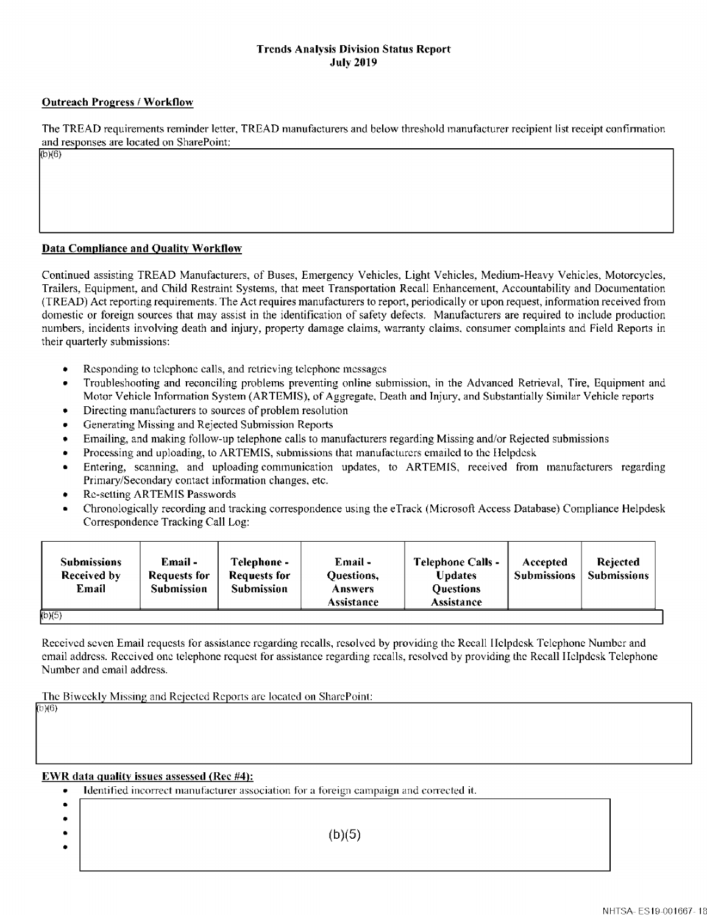**Trends Analysis Division Status Report**
**July 2019**

**Outreach Progress / Workflow**

The TREAD requirements reminder letter, TREAD manufacturers and below threshold manufacturer recipient list receipt confirmation and responses are located on SharePoint:

(b)(6)

**Data Compliance and Quality Workflow**

Continued assisting TREAD Manufacturers, of Buses, Emergency Vehicles, Light Vehicles, Medium-Heavy Vehicles, Motorcycles, Trailers, Equipment, and Child Restraint Systems, that meet Transportation Recall Enhancement, Accountability and Documentation (TREAD) Act reporting requirements. The Act requires manufacturers to report, periodically or upon request, information received from domestic or foreign sources that may assist in the identification of safety defects. Manufacturers are required to include production numbers, incidents involving death and injury, property damage claims, warranty claims, consumer complaints and Field Reports in their quarterly submissions:

- Responding to telephone calls, and retrieving telephone messages
- Troubleshooting and reconciling problems preventing online submission, in the Advanced Retrieval, Tire, Equipment and Motor Vehicle Information System (ARTEMIS), of Aggregate, Death and Injury, and Substantially Similar Vehicle reports
- Directing manufacturers to sources of problem resolution
- Generating Missing and Rejected Submission Reports
- Emailing, and making follow-up telephone calls to manufacturers regarding Missing and/or Rejected submissions
- Processing and uploading, to ARTEMIS, submissions that manufacturers emailed to the Helpdesk
- Entering, scanning, and uploading communication updates, to ARTEMIS, received from manufacturers regarding Primary/Secondary contact information changes, etc.
- Re-setting ARTEMIS Passwords
- Chronologically recording and tracking correspondence using the eTrack (Microsoft Access Database) Compliance Helpdesk Correspondence Tracking Call Log:

| Submissions Received by Email | Email - Requests for Submission | Telephone - Requests for Submission | Email - Questions, Answers Assistance | Telephone Calls - Updates Questions Assistance | Accepted Submissions | Rejected Submissions |
|---|---|---|---|---|---|---|
| (b)(5) | | | | | | |

Received seven Email requests for assistance regarding recalls, resolved by providing the Recall Helpdesk Telephone Number and email address. Received one telephone request for assistance regarding recalls, resolved by providing the Recall Helpdesk Telephone Number and email address.

The Biweekly Missing and Rejected Reports are located on SharePoint:

(b)(6)

**EWR data quality issues assessed (Rec #4):**

- Identified incorrect manufacturer association for a foreign campaign and corrected it.
- (b)(5)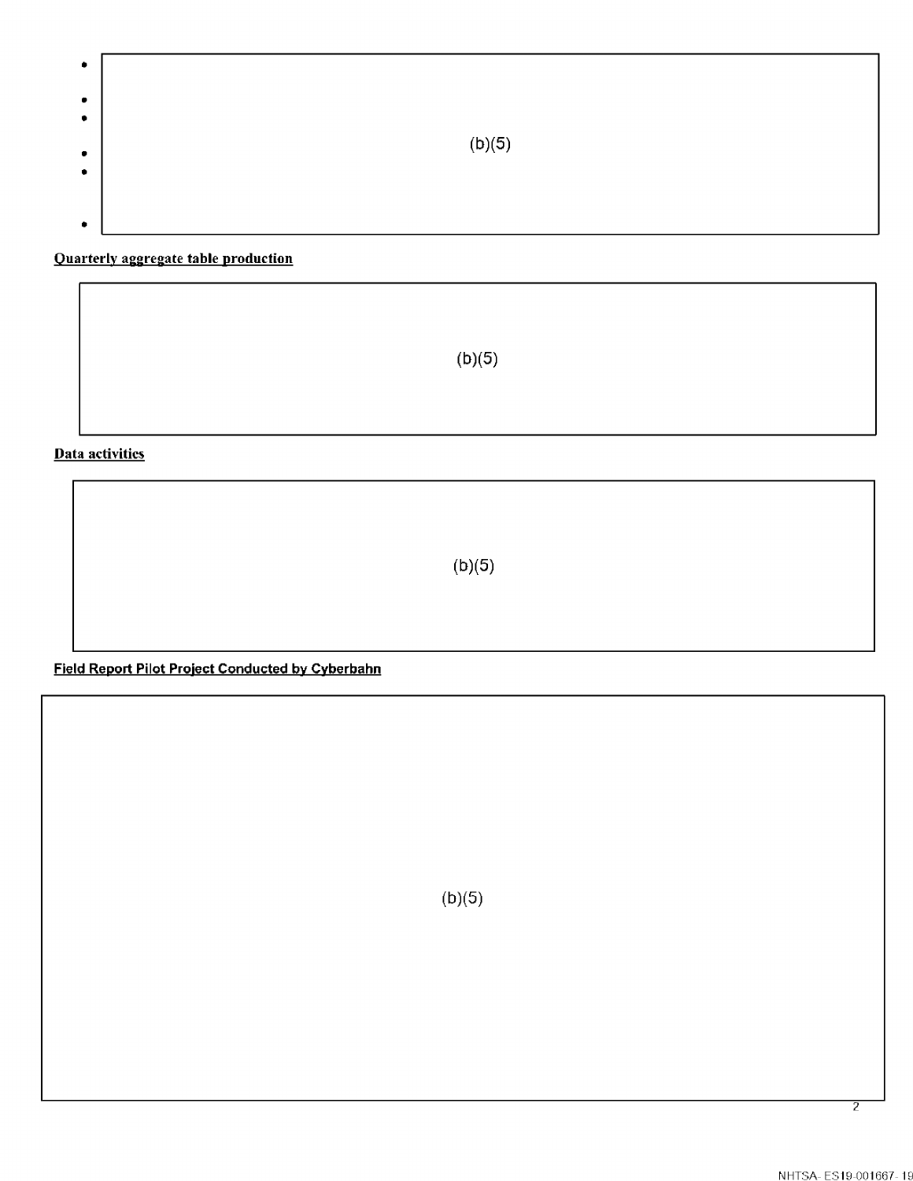- (b)(5)

**Quarterly aggregate table production**

(b)(5)

**Data activities**

(b)(5)

**Field Report Pilot Project Conducted by Cyberbahn**

(b)(5)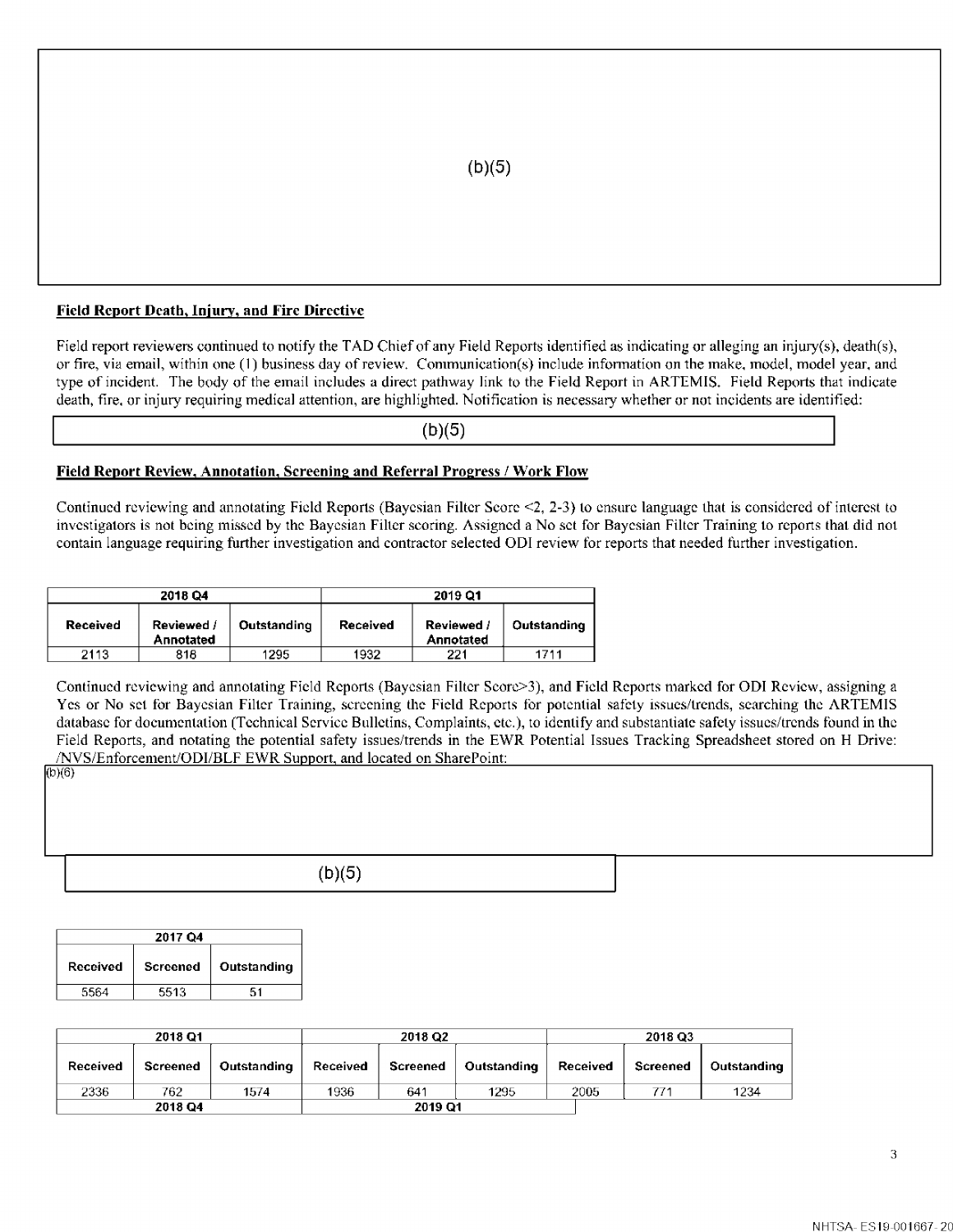(b)(5)

### Field Report Death, Injury, and Fire Directive

Field report reviewers continued to notify the TAD Chief of any Field Reports identified as indicating or alleging an injury(s), death(s), or fire, via email, within one (1) business day of review. Communication(s) include information on the make, model, model year, and type of incident. The body of the email includes a direct pathway link to the Field Report in ARTEMIS. Field Reports that indicate death, fire, or injury requiring medical attention, are highlighted. Notification is necessary whether or not incidents are identified:

(b)(5)

### Field Report Review, Annotation, Screening and Referral Progress / Work Flow

Continued reviewing and annotating Field Reports (Bayesian Filter Score <2, 2-3) to ensure language that is considered of interest to investigators is not being missed by the Bayesian Filter scoring. Assigned a No set for Bayesian Filter Training to reports that did not contain language requiring further investigation and contractor selected ODI review for reports that needed further investigation.

| 2018 Q4 | | | 2019 Q1 | | |
|---|---|---|---|---|---|
| Received | Reviewed / Annotated | Outstanding | Received | Reviewed / Annotated | Outstanding |
| 2113 | 818 | 1295 | 1932 | 221 | 1711 |

Continued reviewing and annotating Field Reports (Bayesian Filter Score>3), and Field Reports marked for ODI Review, assigning a Yes or No set for Bayesian Filter Training, screening the Field Reports for potential safety issues/trends, searching the ARTEMIS database for documentation (Technical Service Bulletins, Complaints, etc.), to identify and substantiate safety issues/trends found in the Field Reports, and notating the potential safety issues/trends in the EWR Potential Issues Tracking Spreadsheet stored on H Drive: /NVS/Enforcement/ODI/BLF EWR Support, and located on SharePoint:

(b)(6)

(b)(5)

| 2017 Q4 | | |
|---|---|---|
| Received | Screened | Outstanding |
| 5564 | 5513 | 51 |

| 2018 Q1 | | | 2018 Q2 | | | 2018 Q3 | | |
|---|---|---|---|---|---|---|---|---|
| Received | Screened | Outstanding | Received | Screened | Outstanding | Received | Screened | Outstanding |
| 2336 | 762 | 1574 | 1936 | 641 | 1295 | 2005 | 771 | 1234 |
| 2018 Q4 | | | 2019 Q1 | | | | | |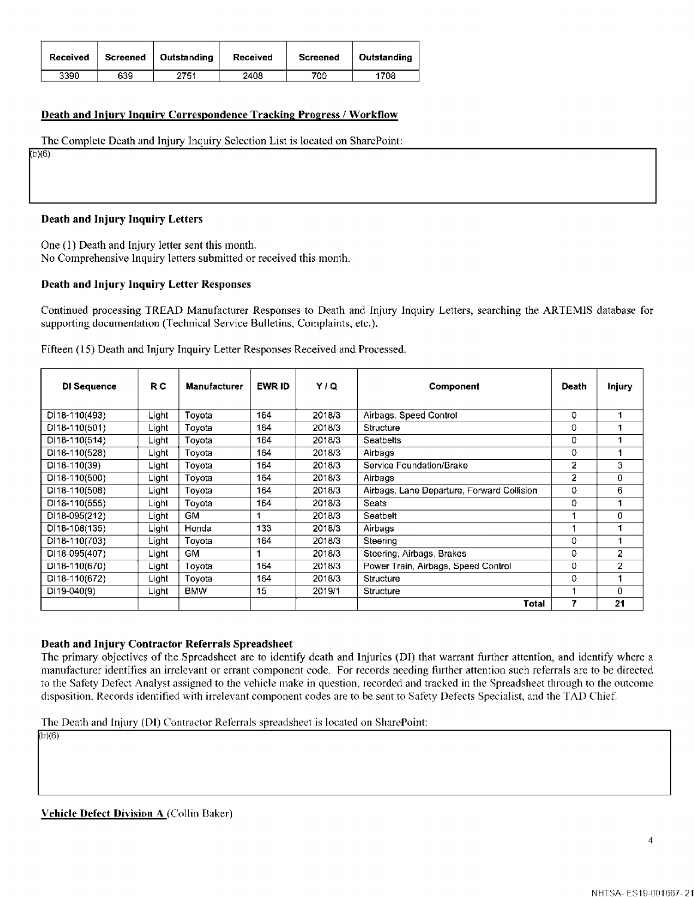| Received | Screened | Outstanding | Received | Screened | Outstanding |
|---|---|---|---|---|---|
| 3390 | 639 | 2751 | 2408 | 700 | 1708 |

**Death and Injury Inquiry Correspondence Tracking Progress / Workflow**

The Complete Death and Injury Inquiry Selection List is located on SharePoint:

(b)(6)

**Death and Injury Inquiry Letters**

One (1) Death and Injury letter sent this month.
No Comprehensive Inquiry letters submitted or received this month.

**Death and Injury Inquiry Letter Responses**

Continued processing TREAD Manufacturer Responses to Death and Injury Inquiry Letters, searching the ARTEMIS database for supporting documentation (Technical Service Bulletins, Complaints, etc.).

Fifteen (15) Death and Injury Inquiry Letter Responses Received and Processed.

| DI Sequence | R C | Manufacturer | EWR ID | Y / Q | Component | Death | Injury |
|---|---|---|---|---|---|---|---|
| DI18-110(493) | Light | Toyota | 164 | 2018/3 | Airbags, Speed Control | 0 | 1 |
| DI18-110(501) | Light | Toyota | 164 | 2018/3 | Structure | 0 | 1 |
| DI18-110(514) | Light | Toyota | 164 | 2018/3 | Seatbelts | 0 | 1 |
| DI18-110(528) | Light | Toyota | 164 | 2018/3 | Airbags | 0 | 1 |
| DI18-110(39) | Light | Toyota | 164 | 2018/3 | Service Foundation/Brake | 2 | 3 |
| DI18-110(500) | Light | Toyota | 164 | 2018/3 | Airbags | 2 | 0 |
| DI18-110(508) | Light | Toyota | 164 | 2018/3 | Airbags, Lane Departure, Forward Collision | 0 | 6 |
| DI18-110(555) | Light | Toyota | 164 | 2018/3 | Seats | 0 | 1 |
| DI18-095(212) | Light | GM | 1 | 2018/3 | Seatbelt | 1 | 0 |
| DI18-108(135) | Light | Honda | 133 | 2018/3 | Airbags | 1 | 1 |
| DI18-110(703) | Light | Toyota | 164 | 2018/3 | Steering | 0 | 1 |
| DI18-095(407) | Light | GM | 1 | 2018/3 | Steering, Airbags, Brakes | 0 | 2 |
| DI18-110(670) | Light | Toyota | 164 | 2018/3 | Power Train, Airbags, Speed Control | 0 | 2 |
| DI18-110(672) | Light | Toyota | 164 | 2018/3 | Structure | 0 | 1 |
| DI19-040(9) | Light | BMW | 15 | 2019/1 | Structure | 1 | 0 |
| | | | | | **Total** | **7** | **21** |

**Death and Injury Contractor Referrals Spreadsheet**

The primary objectives of the Spreadsheet are to identify death and Injuries (DI) that warrant further attention, and identify where a manufacturer identifies an irrelevant or errant component code. For records needing further attention such referrals are to be directed to the Safety Defect Analyst assigned to the vehicle make in question, recorded and tracked in the Spreadsheet through to the outcome disposition. Records identified with irrelevant component codes are to be sent to Safety Defects Specialist, and the TAD Chief.

The Death and Injury (DI) Contractor Referrals spreadsheet is located on SharePoint:

(b)(6)

**Vehicle Defect Division A** (Collin Baker)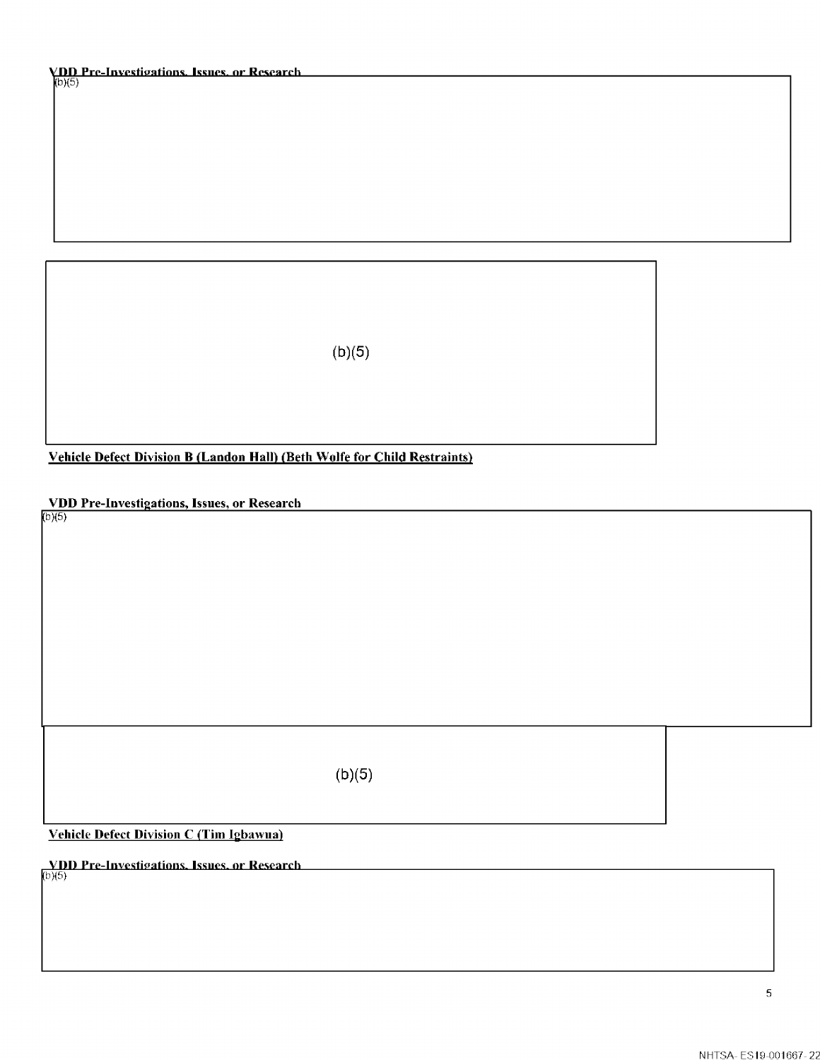**VDD Pre-Investigations, Issues, or Research**

(b)(5)

(b)(5)

**Vehicle Defect Division B (Landon Hall) (Beth Wolfe for Child Restraints)**

**VDD Pre-Investigations, Issues, or Research**

(b)(5)

(b)(5)

**Vehicle Defect Division C (Tim Igbawua)**

**VDD Pre-Investigations, Issues, or Research**

(b)(5)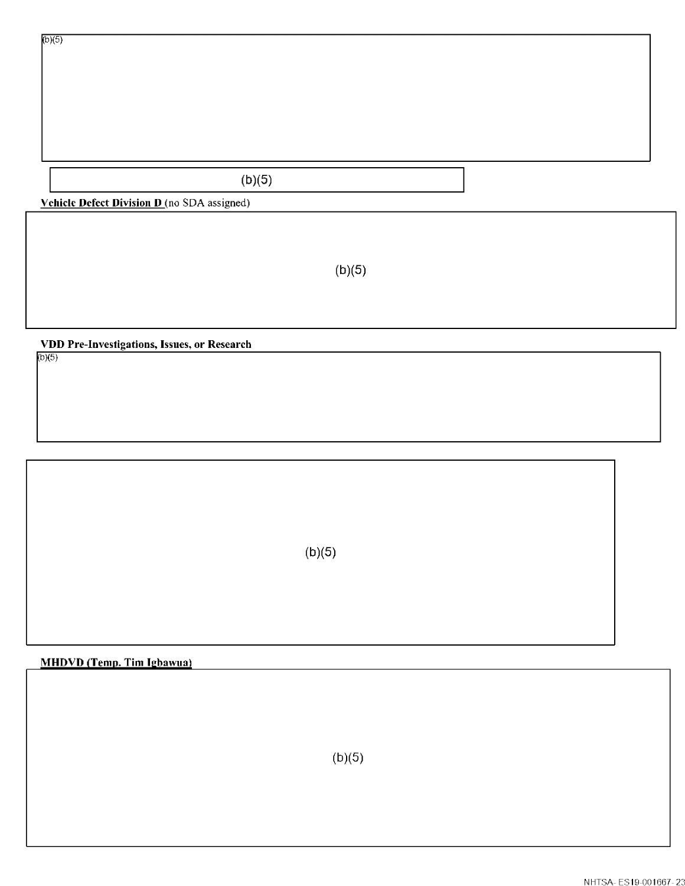(b)(5)

(b)(5)

**<u>Vehicle Defect Division D</u>** (no SDA assigned)

(b)(5)

**VDD Pre-Investigations, Issues, or Research**

(b)(5)

(b)(5)

**<u>MHDVD (Temp. Tim Igbawua)</u>**

(b)(5)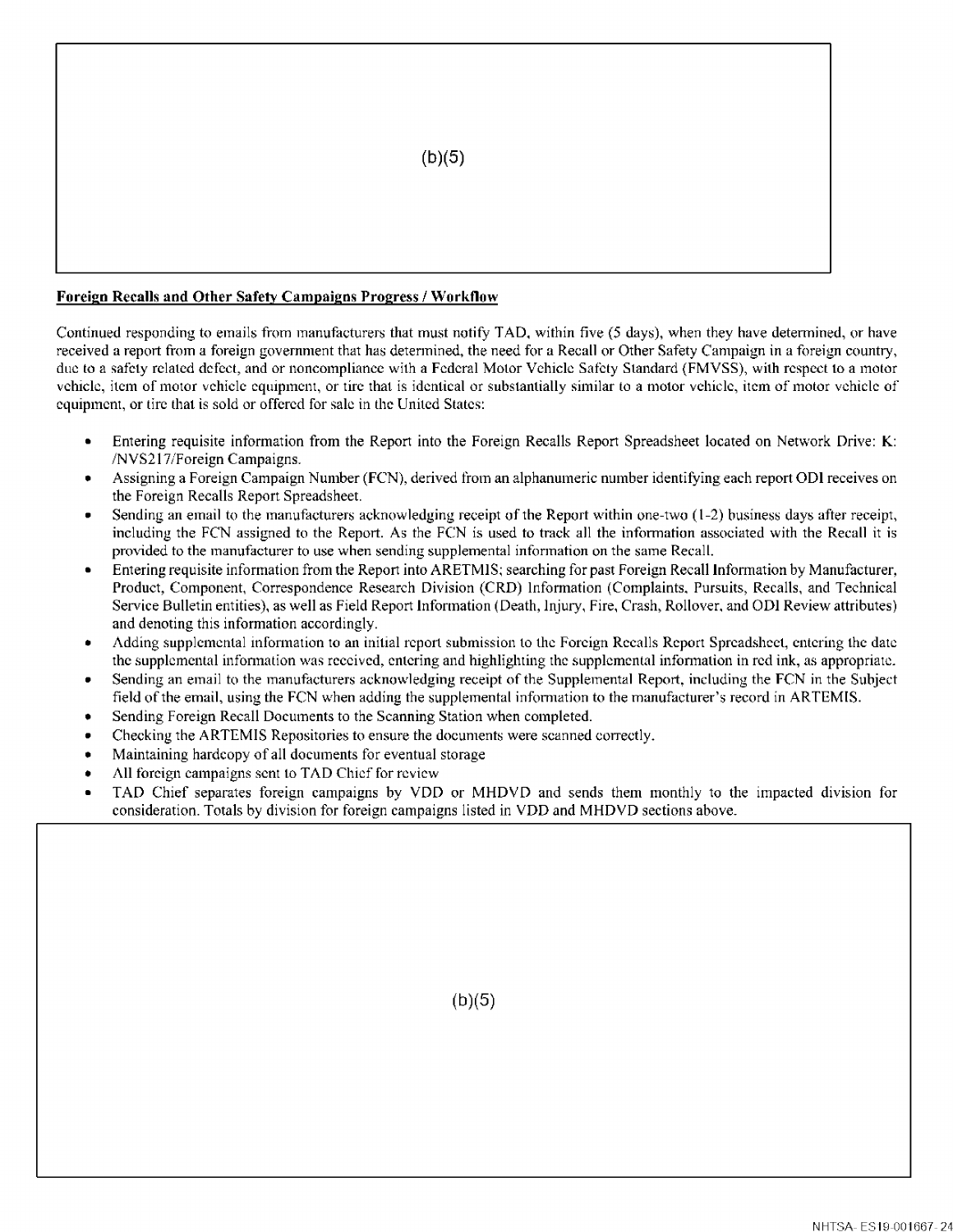(b)(5)

**Foreign Recalls and Other Safety Campaigns Progress / Workflow**

Continued responding to emails from manufacturers that must notify TAD, within five (5 days), when they have determined, or have received a report from a foreign government that has determined, the need for a Recall or Other Safety Campaign in a foreign country, due to a safety related defect, and or noncompliance with a Federal Motor Vehicle Safety Standard (FMVSS), with respect to a motor vehicle, item of motor vehicle equipment, or tire that is identical or substantially similar to a motor vehicle, item of motor vehicle of equipment, or tire that is sold or offered for sale in the United States:

- Entering requisite information from the Report into the Foreign Recalls Report Spreadsheet located on Network Drive: K: /NVS217/Foreign Campaigns.
- Assigning a Foreign Campaign Number (FCN), derived from an alphanumeric number identifying each report ODI receives on the Foreign Recalls Report Spreadsheet.
- Sending an email to the manufacturers acknowledging receipt of the Report within one-two (1-2) business days after receipt, including the FCN assigned to the Report. As the FCN is used to track all the information associated with the Recall it is provided to the manufacturer to use when sending supplemental information on the same Recall.
- Entering requisite information from the Report into ARETMIS; searching for past Foreign Recall Information by Manufacturer, Product, Component, Correspondence Research Division (CRD) Information (Complaints, Pursuits, Recalls, and Technical Service Bulletin entities), as well as Field Report Information (Death, Injury, Fire, Crash, Rollover, and ODI Review attributes) and denoting this information accordingly.
- Adding supplemental information to an initial report submission to the Foreign Recalls Report Spreadsheet, entering the date the supplemental information was received, entering and highlighting the supplemental information in red ink, as appropriate.
- Sending an email to the manufacturers acknowledging receipt of the Supplemental Report, including the FCN in the Subject field of the email, using the FCN when adding the supplemental information to the manufacturer's record in ARTEMIS.
- Sending Foreign Recall Documents to the Scanning Station when completed.
- Checking the ARTEMIS Repositories to ensure the documents were scanned correctly.
- Maintaining hardcopy of all documents for eventual storage
- All foreign campaigns sent to TAD Chief for review
- TAD Chief separates foreign campaigns by VDD or MHDVD and sends them monthly to the impacted division for consideration. Totals by division for foreign campaigns listed in VDD and MHDVD sections above.

(b)(5)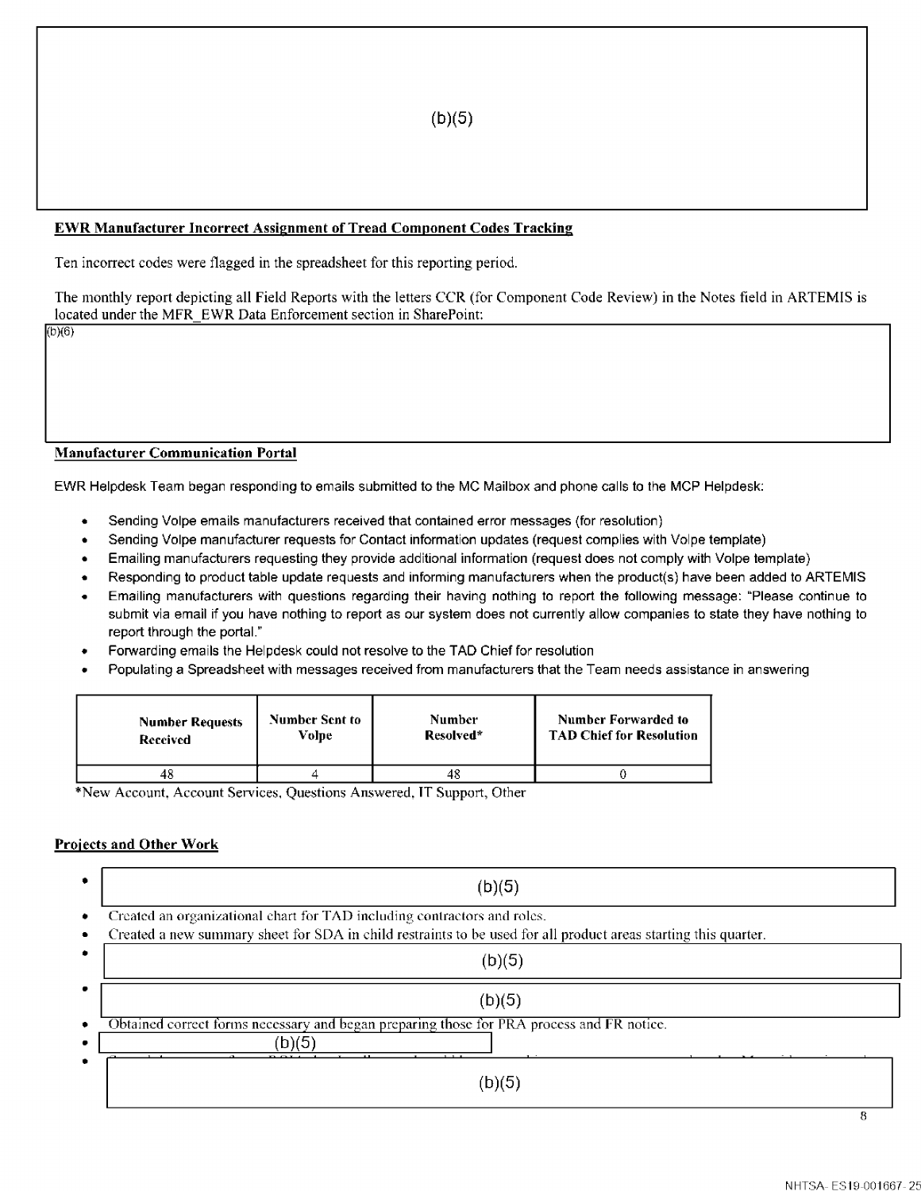(b)(5)

**EWR Manufacturer Incorrect Assignment of Tread Component Codes Tracking**

Ten incorrect codes were flagged in the spreadsheet for this reporting period.

The monthly report depicting all Field Reports with the letters CCR (for Component Code Review) in the Notes field in ARTEMIS is located under the MFR_EWR Data Enforcement section in SharePoint:

(b)(6)

**Manufacturer Communication Portal**

EWR Helpdesk Team began responding to emails submitted to the MC Mailbox and phone calls to the MCP Helpdesk:

- Sending Volpe emails manufacturers received that contained error messages (for resolution)
- Sending Volpe manufacturer requests for Contact information updates (request complies with Volpe template)
- Emailing manufacturers requesting they provide additional information (request does not comply with Volpe template)
- Responding to product table update requests and informing manufacturers when the product(s) have been added to ARTEMIS
- Emailing manufacturers with questions regarding their having nothing to report the following message: "Please continue to submit via email if you have nothing to report as our system does not currently allow companies to state they have nothing to report through the portal."
- Forwarding emails the Helpdesk could not resolve to the TAD Chief for resolution
- Populating a Spreadsheet with messages received from manufacturers that the Team needs assistance in answering

| Number Requests Received | Number Sent to Volpe | Number Resolved* | Number Forwarded to TAD Chief for Resolution |
|---|---|---|---|
| 48 | 4 | 48 | 0 |

*New Account, Account Services, Questions Answered, IT Support, Other

**Projects and Other Work**

- (b)(5)
- Created an organizational chart for TAD including contractors and roles.
- Created a new summary sheet for SDA in child restraints to be used for all product areas starting this quarter.
- (b)(5)
- (b)(5)
- Obtained correct forms necessary and began preparing those for PRA process and FR notice.
- (b)(5)
- (b)(5)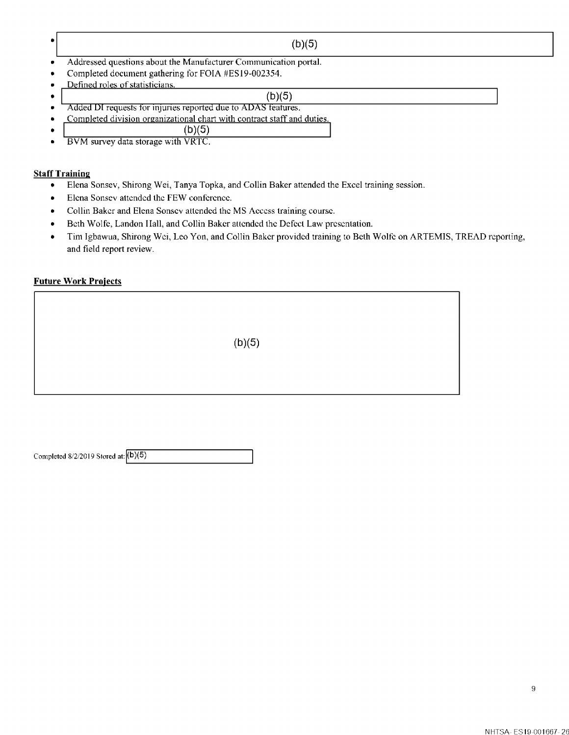- (b)(5)
- Addressed questions about the Manufacturer Communication portal.
- Completed document gathering for FOIA #ES19-002354.
- Defined roles of statisticians.
- (b)(5)
- Added DI requests for injuries reported due to ADAS features.
- Completed division organizational chart with contract staff and duties.
- (b)(5)
- BVM survey data storage with VRTC.

**Staff Training**

- Elena Sonsev, Shirong Wei, Tanya Topka, and Collin Baker attended the Excel training session.
- Elena Sonsev attended the FEW conference.
- Collin Baker and Elena Sonsev attended the MS Access training course.
- Beth Wolfe, Landon Hall, and Collin Baker attended the Defect Law presentation.
- Tim Igbawua, Shirong Wei, Leo Yon, and Collin Baker provided training to Beth Wolfe on ARTEMIS, TREAD reporting, and field report review.

**Future Work Projects**

(b)(5)

Completed 8/2/2019 Stored at: (b)(5)